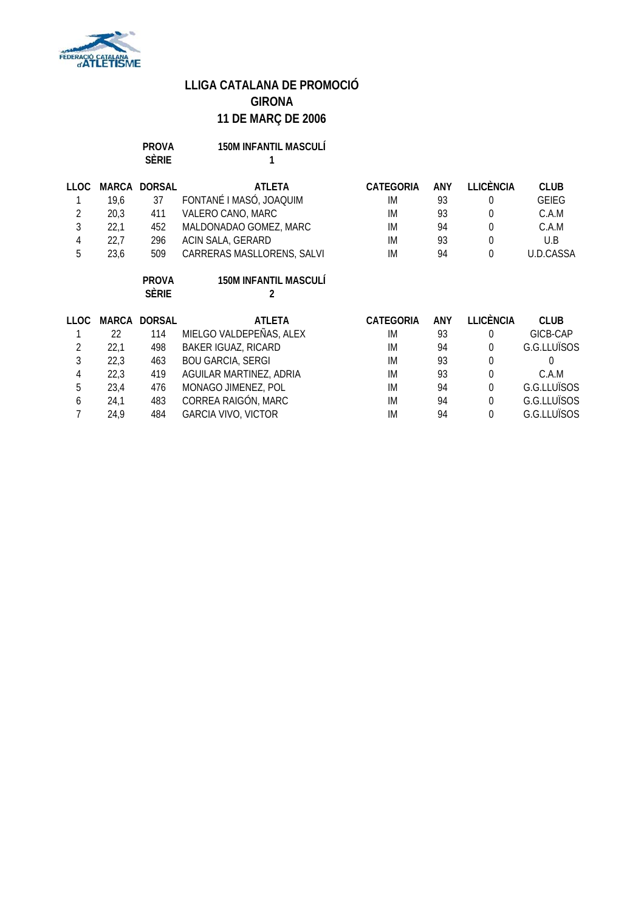# LLIGA CATALANA DE PROMOCIÓ
## GIRONA
## 11 DE MARÇ DE 2006

**PROVA** 150M INFANTIL MASCULÍ
**SÈRIE** 1

| LLOC | MARCA | DORSAL | ATLETA | CATEGORIA | ANY | LLICÈNCIA | CLUB |
|---|---|---|---|---|---|---|---|
| 1 | 19,6 | 37 | FONTANÉ I MASÓ, JOAQUIM | IM | 93 | 0 | GEIEG |
| 2 | 20,3 | 411 | VALERO CANO, MARC | IM | 93 | 0 | C.A.M |
| 3 | 22,1 | 452 | MALDONADAO GOMEZ, MARC | IM | 94 | 0 | C.A.M |
| 4 | 22,7 | 296 | ACIN SALA, GERARD | IM | 93 | 0 | U.B |
| 5 | 23,6 | 509 | CARRERAS MASLLORENS, SALVI | IM | 94 | 0 | U.D.CASSA |

**PROVA** 150M INFANTIL MASCULÍ
**SÈRIE** 2

| LLOC | MARCA | DORSAL | ATLETA | CATEGORIA | ANY | LLICÈNCIA | CLUB |
|---|---|---|---|---|---|---|---|
| 1 | 22 | 114 | MIELGO VALDEPEÑAS, ALEX | IM | 93 | 0 | GICB-CAP |
| 2 | 22,1 | 498 | BAKER IGUAZ, RICARD | IM | 94 | 0 | G.G.LLUÏSOS |
| 3 | 22,3 | 463 | BOU GARCIA, SERGI | IM | 93 | 0 | 0 |
| 4 | 22,3 | 419 | AGUILAR MARTINEZ, ADRIA | IM | 93 | 0 | C.A.M |
| 5 | 23,4 | 476 | MONAGO JIMENEZ, POL | IM | 94 | 0 | G.G.LLUÏSOS |
| 6 | 24,1 | 483 | CORREA RAIGÓN, MARC | IM | 94 | 0 | G.G.LLUÏSOS |
| 7 | 24,9 | 484 | GARCIA VIVO, VICTOR | IM | 94 | 0 | G.G.LLUÏSOS |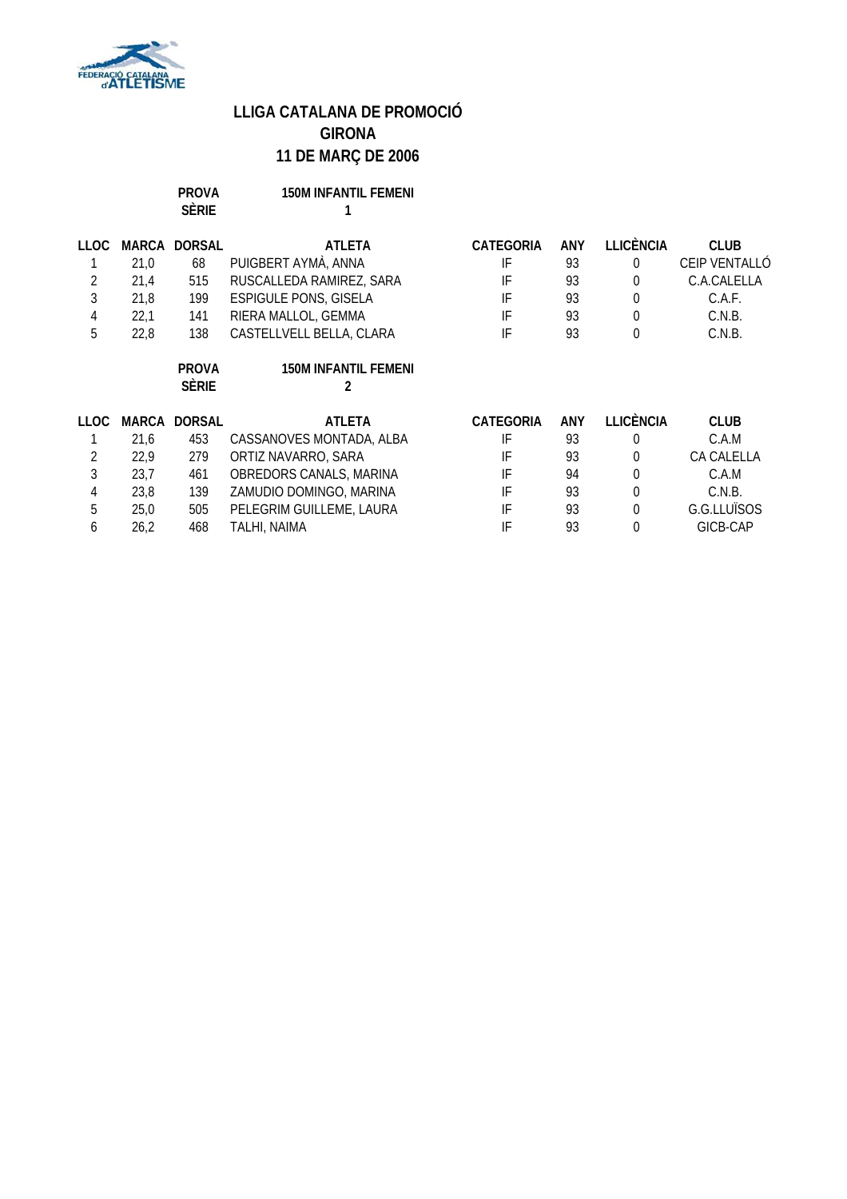# LLIGA CATALANA DE PROMOCIÓ
## GIRONA
## 11 DE MARÇ DE 2006

**PROVA** 150M INFANTIL FEMENI
**SÈRIE** 1

| LLOC | MARCA | DORSAL | ATLETA | CATEGORIA | ANY | LLICÈNCIA | CLUB |
|---|---|---|---|---|---|---|---|
| 1 | 21,0 | 68 | PUIGBERT AYMÀ, ANNA | IF | 93 | 0 | CEIP VENTALLÓ |
| 2 | 21,4 | 515 | RUSCALLEDA RAMIREZ, SARA | IF | 93 | 0 | C.A.CALELLA |
| 3 | 21,8 | 199 | ESPIGULE PONS, GISELA | IF | 93 | 0 | C.A.F. |
| 4 | 22,1 | 141 | RIERA MALLOL, GEMMA | IF | 93 | 0 | C.N.B. |
| 5 | 22,8 | 138 | CASTELLVELL BELLA, CLARA | IF | 93 | 0 | C.N.B. |

**PROVA** 150M INFANTIL FEMENI
**SÈRIE** 2

| LLOC | MARCA | DORSAL | ATLETA | CATEGORIA | ANY | LLICÈNCIA | CLUB |
|---|---|---|---|---|---|---|---|
| 1 | 21,6 | 453 | CASSANOVES MONTADA, ALBA | IF | 93 | 0 | C.A.M |
| 2 | 22,9 | 279 | ORTIZ NAVARRO, SARA | IF | 93 | 0 | CA CALELLA |
| 3 | 23,7 | 461 | OBREDORS CANALS, MARINA | IF | 94 | 0 | C.A.M |
| 4 | 23,8 | 139 | ZAMUDIO DOMINGO, MARINA | IF | 93 | 0 | C.N.B. |
| 5 | 25,0 | 505 | PELEGRIM GUILLEME, LAURA | IF | 93 | 0 | G.G.LLUÏSOS |
| 6 | 26,2 | 468 | TALHI, NAIMA | IF | 93 | 0 | GICB-CAP |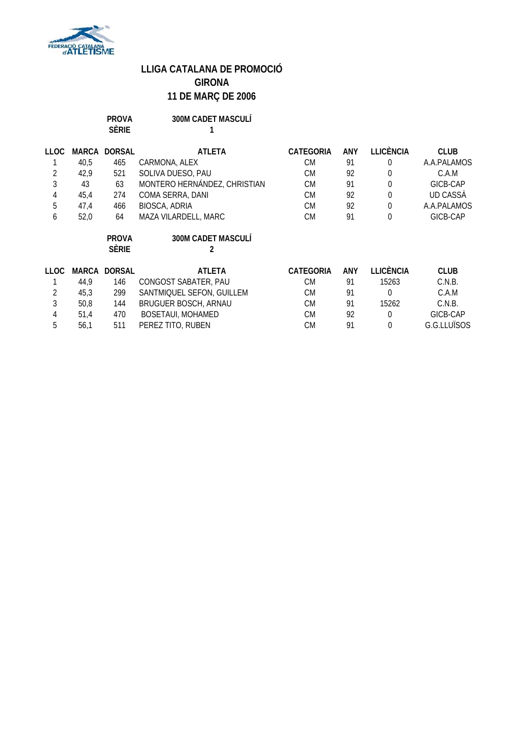# LLIGA CATALANA DE PROMOCIÓ
## GIRONA
## 11 DE MARÇ DE 2006

**PROVA** 300M CADET MASCULÍ
**SÈRIE** 1

| LLOC | MARCA | DORSAL | ATLETA | CATEGORIA | ANY | LLICÈNCIA | CLUB |
|---|---|---|---|---|---|---|---|
| 1 | 40,5 | 465 | CARMONA, ALEX | CM | 91 | 0 | A.A.PALAMOS |
| 2 | 42,9 | 521 | SOLIVA DUESO, PAU | CM | 92 | 0 | C.A.M |
| 3 | 43 | 63 | MONTERO HERNÁNDEZ, CHRISTIAN | CM | 91 | 0 | GICB-CAP |
| 4 | 45,4 | 274 | COMA SERRA, DANI | CM | 92 | 0 | UD CASSÀ |
| 5 | 47,4 | 466 | BIOSCA, ADRIA | CM | 92 | 0 | A.A.PALAMOS |
| 6 | 52,0 | 64 | MAZA VILARDELL, MARC | CM | 91 | 0 | GICB-CAP |

**PROVA** 300M CADET MASCULÍ
**SÈRIE** 2

| LLOC | MARCA | DORSAL | ATLETA | CATEGORIA | ANY | LLICÈNCIA | CLUB |
|---|---|---|---|---|---|---|---|
| 1 | 44,9 | 146 | CONGOST SABATER, PAU | CM | 91 | 15263 | C.N.B. |
| 2 | 45,3 | 299 | SANTMIQUEL SEFON, GUILLEM | CM | 91 | 0 | C.A.M |
| 3 | 50,8 | 144 | BRUGUER BOSCH, ARNAU | CM | 91 | 15262 | C.N.B. |
| 4 | 51,4 | 470 | BOSETAUI, MOHAMED | CM | 92 | 0 | GICB-CAP |
| 5 | 56,1 | 511 | PEREZ TITO, RUBEN | CM | 91 | 0 | G.G.LLUÏSOS |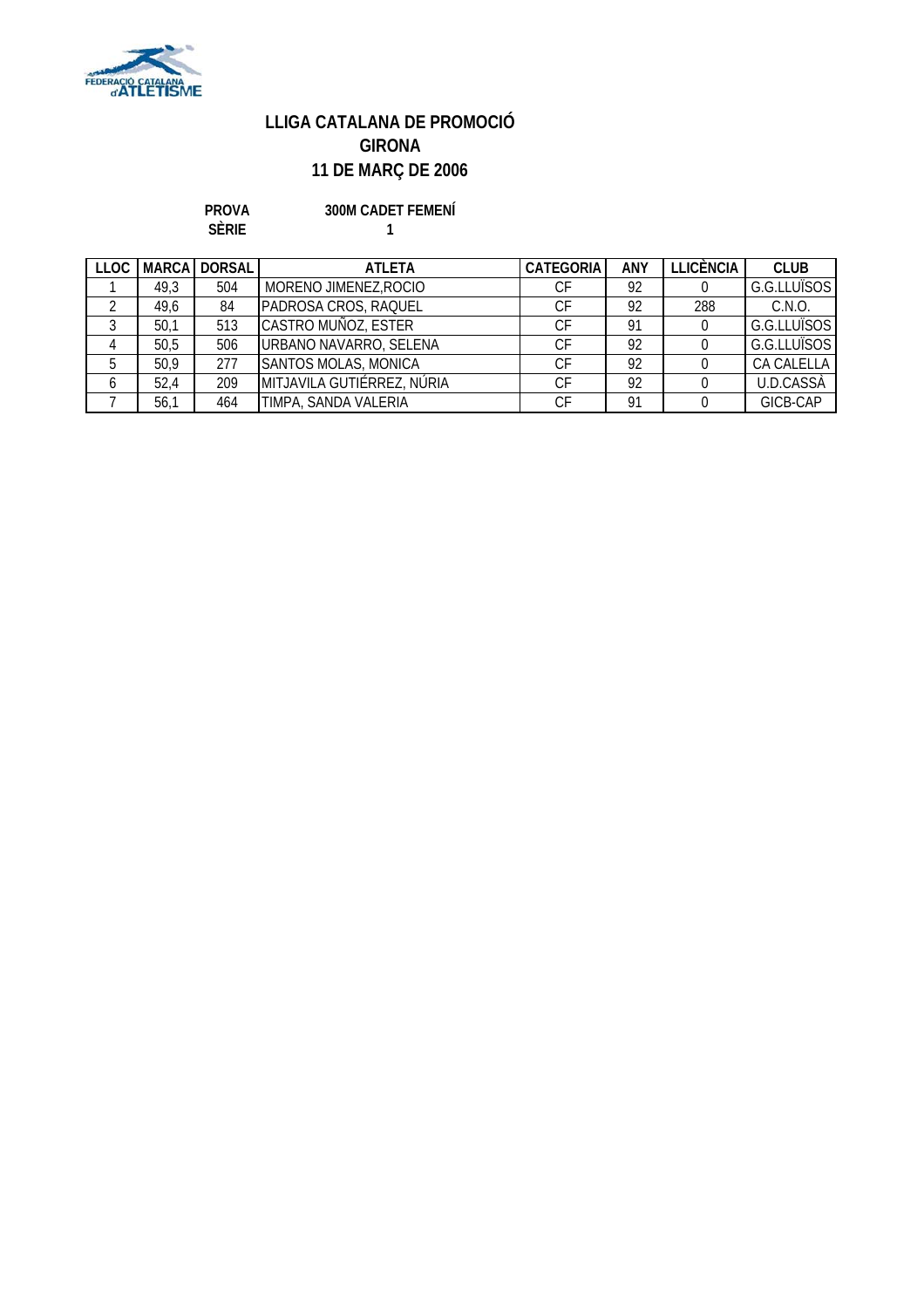## LLIGA CATALANA DE PROMOCIÓ
## GIRONA
## 11 DE MARÇ DE 2006

**PROVA** 300M CADET FEMENÍ
**SÈRIE** 1

| LLOC | MARCA | DORSAL | ATLETA | CATEGORIA | ANY | LLICÈNCIA | CLUB |
|---|---|---|---|---|---|---|---|
| 1 | 49,3 | 504 | MORENO JIMENEZ,ROCIO | CF | 92 | 0 | G.G.LLUÏSOS |
| 2 | 49,6 | 84 | PADROSA CROS, RAQUEL | CF | 92 | 288 | C.N.O. |
| 3 | 50,1 | 513 | CASTRO MUÑOZ, ESTER | CF | 91 | 0 | G.G.LLUÏSOS |
| 4 | 50,5 | 506 | URBANO NAVARRO, SELENA | CF | 92 | 0 | G.G.LLUÏSOS |
| 5 | 50,9 | 277 | SANTOS MOLAS, MONICA | CF | 92 | 0 | CA CALELLA |
| 6 | 52,4 | 209 | MITJAVILA GUTIÉRREZ, NÚRIA | CF | 92 | 0 | U.D.CASSÀ |
| 7 | 56,1 | 464 | TIMPA, SANDA VALERIA | CF | 91 | 0 | GICB-CAP |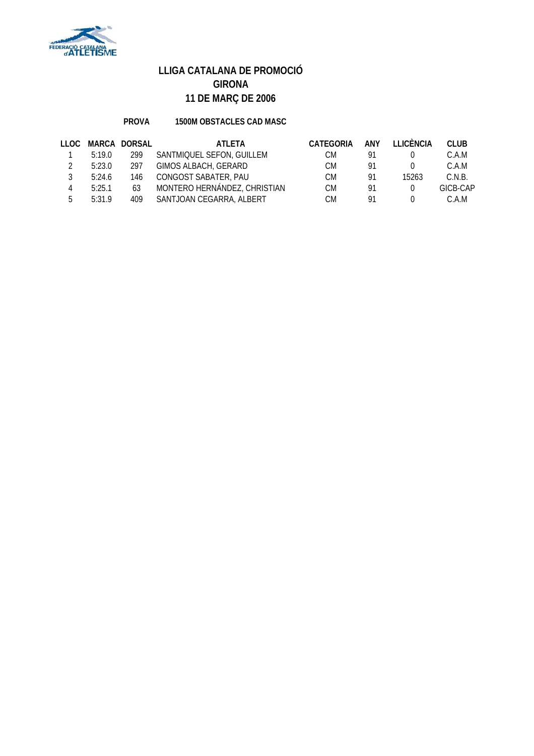# LLIGA CATALANA DE PROMOCIÓ
# GIRONA
# 11 DE MARÇ DE 2006

**PROVA** **1500M OBSTACLES CAD MASC**

| LLOC | MARCA | DORSAL | ATLETA | CATEGORIA | ANY | LLICÈNCIA | CLUB |
|---|---|---|---|---|---|---|---|
| 1 | 5:19.0 | 299 | SANTMIQUEL SEFON, GUILLEM | CM | 91 | 0 | C.A.M |
| 2 | 5:23.0 | 297 | GIMOS ALBACH, GERARD | CM | 91 | 0 | C.A.M |
| 3 | 5:24.6 | 146 | CONGOST SABATER, PAU | CM | 91 | 15263 | C.N.B. |
| 4 | 5:25.1 | 63 | MONTERO HERNÁNDEZ, CHRISTIAN | CM | 91 | 0 | GICB-CAP |
| 5 | 5:31.9 | 409 | SANTJOAN CEGARRA, ALBERT | CM | 91 | 0 | C.A.M |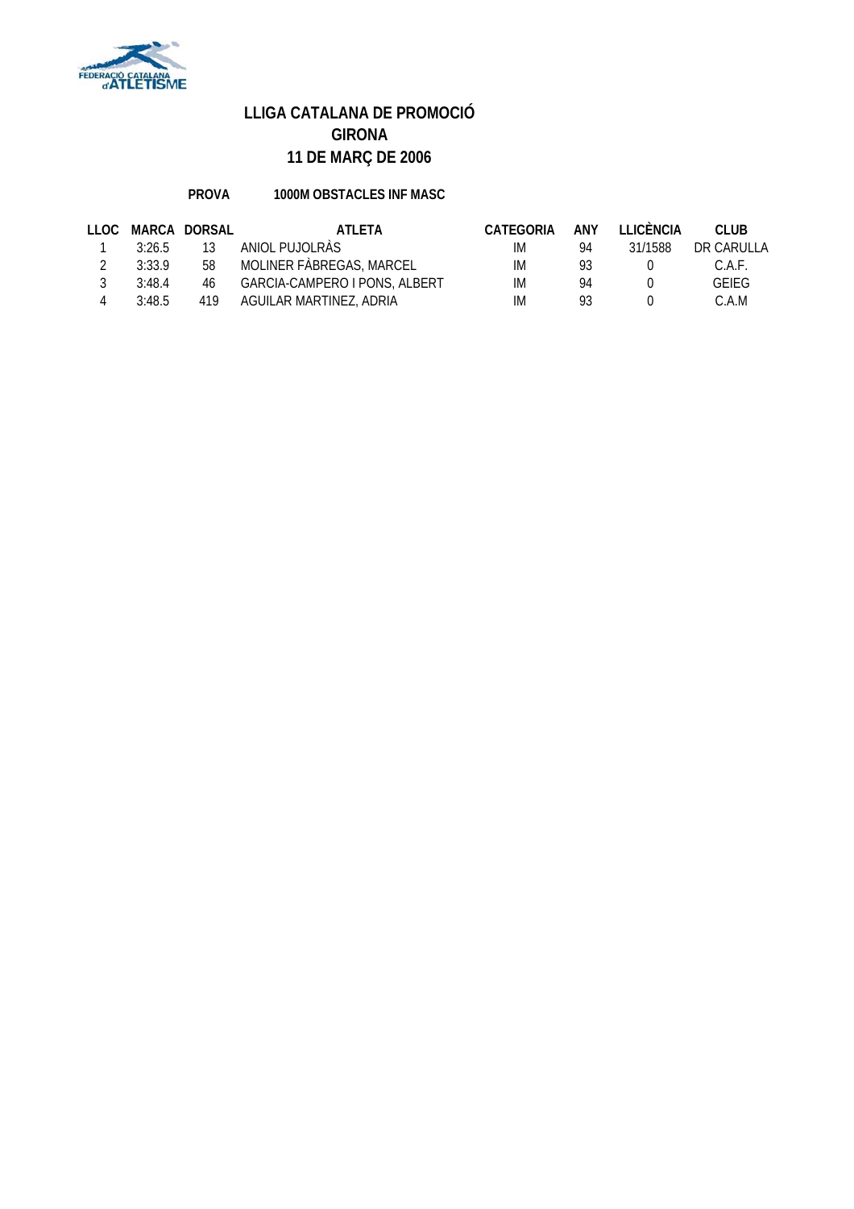# LLIGA CATALANA DE PROMOCIÓ
## GIRONA
## 11 DE MARÇ DE 2006

**PROVA** **1000M OBSTACLES INF MASC**

| LLOC | MARCA | DORSAL | ATLETA | CATEGORIA | ANY | LLICÈNCIA | CLUB |
|---|---|---|---|---|---|---|---|
| 1 | 3:26.5 | 13 | ANIOL PUJOLRÀS | IM | 94 | 31/1588 | DR CARULLA |
| 2 | 3:33.9 | 58 | MOLINER FÀBREGAS, MARCEL | IM | 93 | 0 | C.A.F. |
| 3 | 3:48.4 | 46 | GARCIA-CAMPERO I PONS, ALBERT | IM | 94 | 0 | GEIEG |
| 4 | 3:48.5 | 419 | AGUILAR MARTINEZ, ADRIA | IM | 93 | 0 | C.A.M |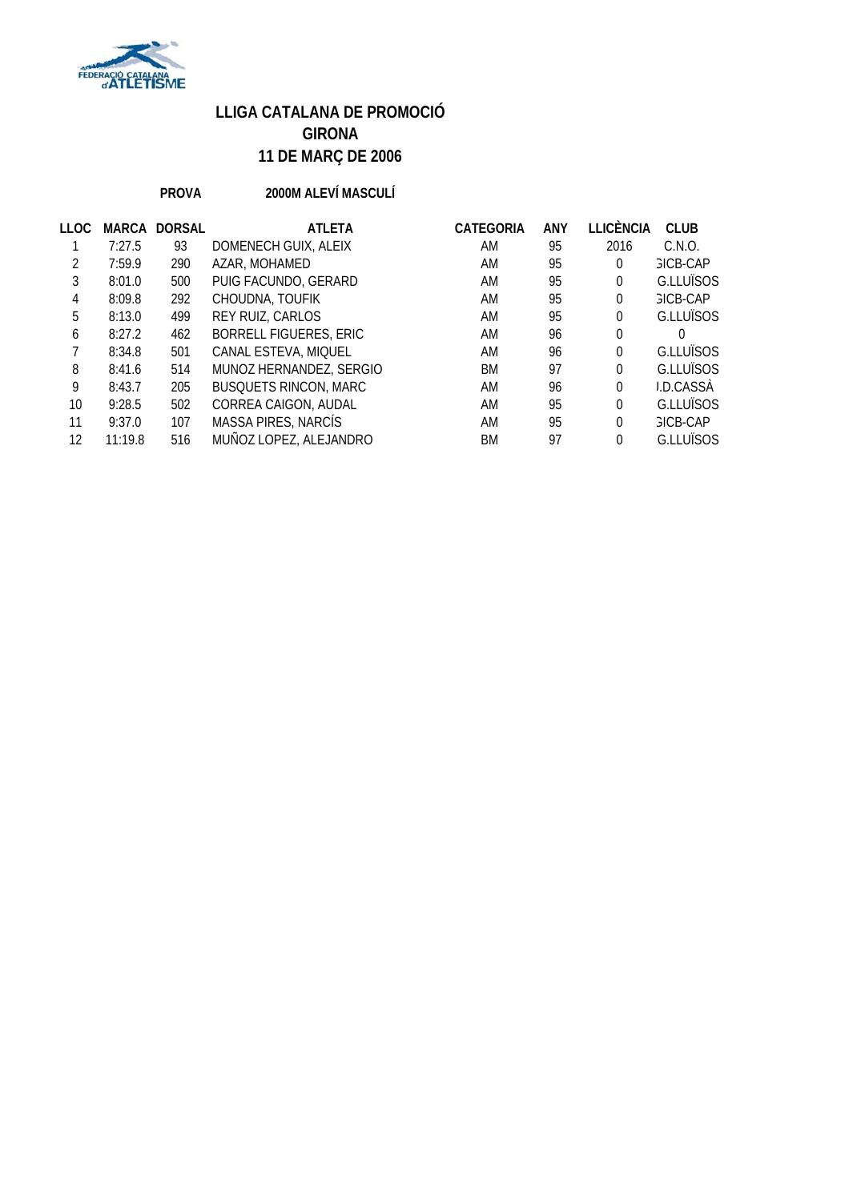# LLIGA CATALANA DE PROMOCIÓ
## GIRONA
## 11 DE MARÇ DE 2006

**PROVA** **2000M ALEVÍ MASCULÍ**

| LLOC | MARCA | DORSAL | ATLETA | CATEGORIA | ANY | LLICÈNCIA | CLUB |
|---|---|---|---|---|---|---|---|
| 1 | 7:27.5 | 93 | DOMENECH GUIX, ALEIX | AM | 95 | 2016 | C.N.O. |
| 2 | 7:59.9 | 290 | AZAR, MOHAMED | AM | 95 | 0 | GICB-CAP |
| 3 | 8:01.0 | 500 | PUIG FACUNDO, GERARD | AM | 95 | 0 | G.LLUÏSOS |
| 4 | 8:09.8 | 292 | CHOUDNA, TOUFIK | AM | 95 | 0 | GICB-CAP |
| 5 | 8:13.0 | 499 | REY RUIZ, CARLOS | AM | 95 | 0 | G.LLUÏSOS |
| 6 | 8:27.2 | 462 | BORRELL FIGUERES, ERIC | AM | 96 | 0 | 0 |
| 7 | 8:34.8 | 501 | CANAL ESTEVA, MIQUEL | AM | 96 | 0 | G.LLUÏSOS |
| 8 | 8:41.6 | 514 | MUNOZ HERNANDEZ, SERGIO | BM | 97 | 0 | G.LLUÏSOS |
| 9 | 8:43.7 | 205 | BUSQUETS RINCON, MARC | AM | 96 | 0 | J.D.CASSÀ |
| 10 | 9:28.5 | 502 | CORREA CAIGON, AUDAL | AM | 95 | 0 | G.LLUÏSOS |
| 11 | 9:37.0 | 107 | MASSA PIRES, NARCÍS | AM | 95 | 0 | GICB-CAP |
| 12 | 11:19.8 | 516 | MUÑOZ LOPEZ, ALEJANDRO | BM | 97 | 0 | G.LLUÏSOS |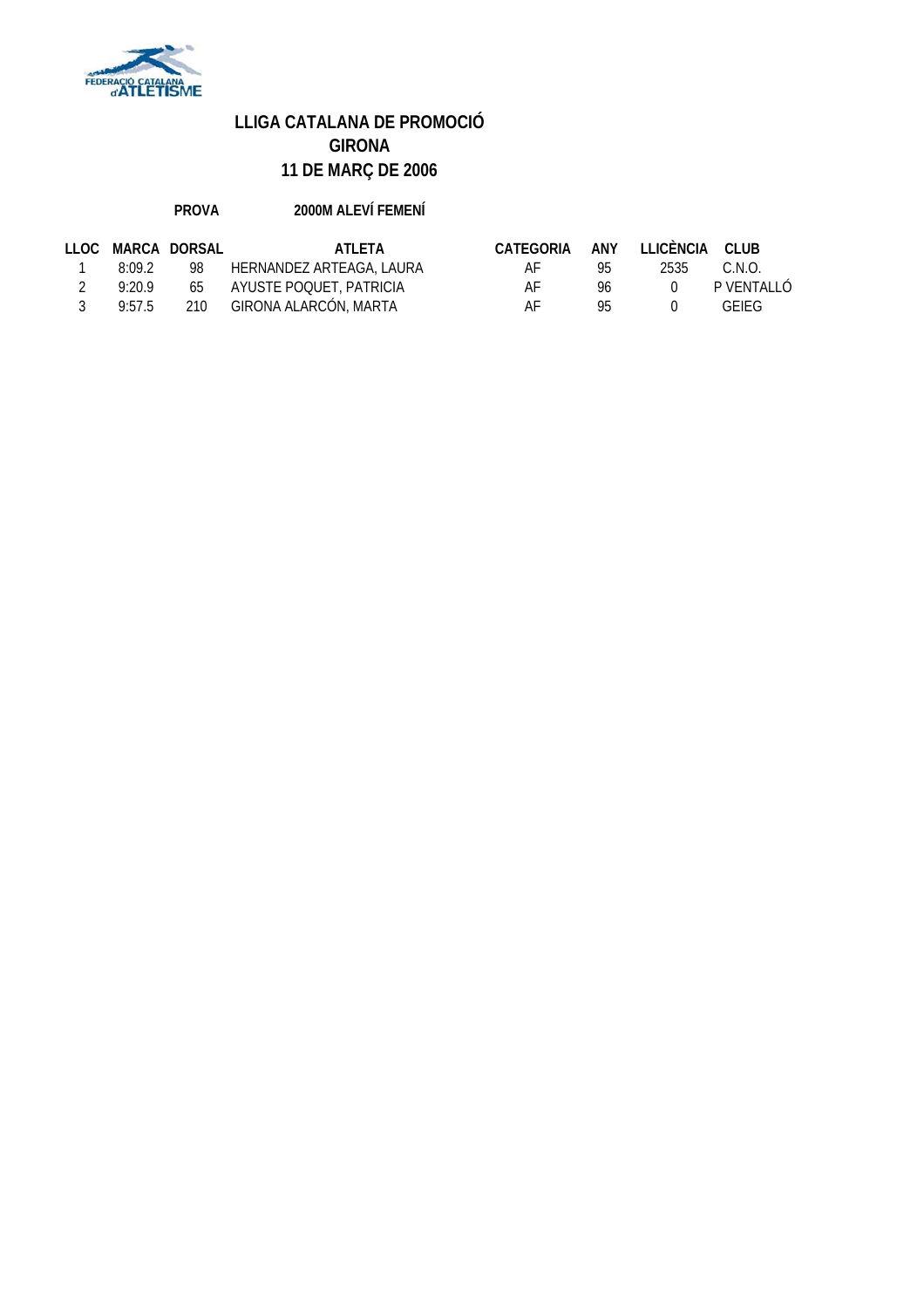**LLIGA CATALANA DE PROMOCIÓ**
**GIRONA**
**11 DE MARÇ DE 2006**

**PROVA** **2000M ALEVÍ FEMENÍ**

| LLOC | MARCA | DORSAL | ATLETA | CATEGORIA | ANY | LLICÈNCIA | CLUB |
|---|---|---|---|---|---|---|---|
| 1 | 8:09.2 | 98 | HERNANDEZ ARTEAGA, LAURA | AF | 95 | 2535 | C.N.O. |
| 2 | 9:20.9 | 65 | AYUSTE POQUET, PATRICIA | AF | 96 | 0 | P VENTALLÓ |
| 3 | 9:57.5 | 210 | GIRONA ALARCÓN, MARTA | AF | 95 | 0 | GEIEG |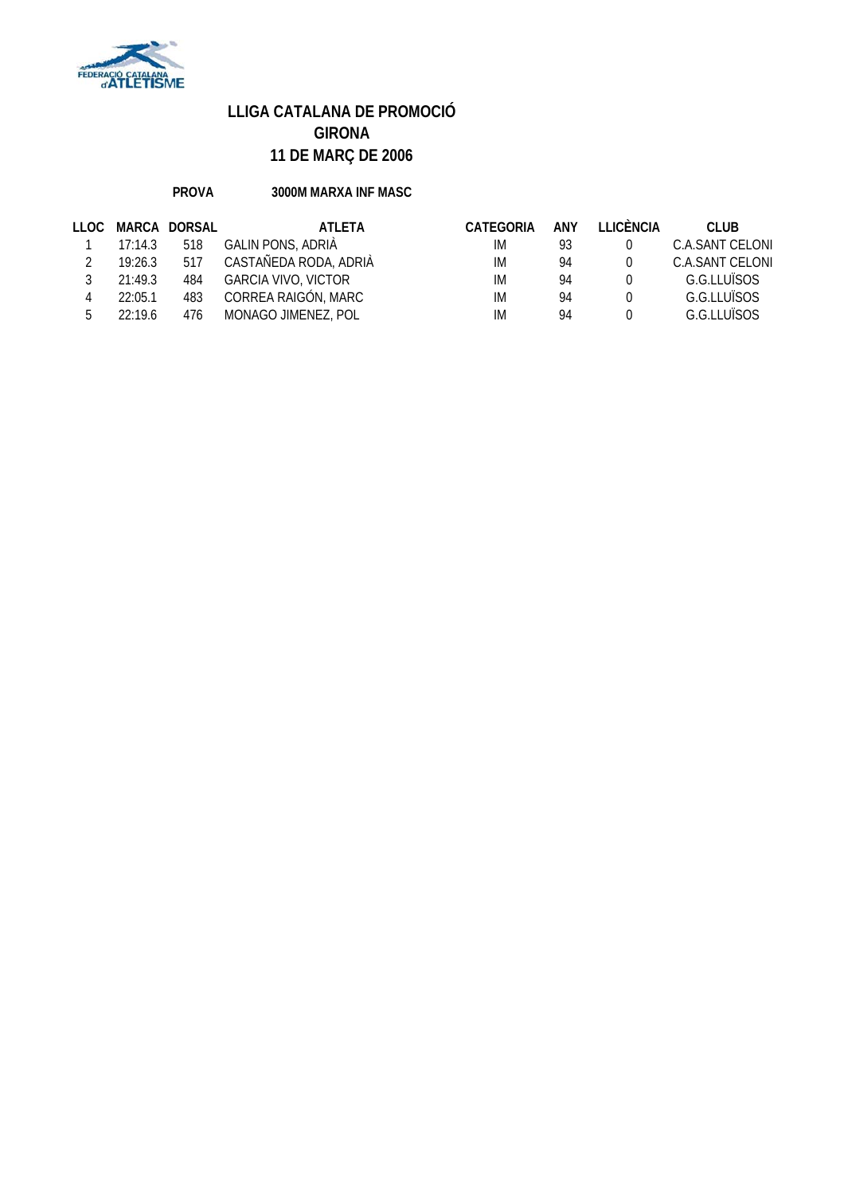# LLIGA CATALANA DE PROMOCIÓ
## GIRONA
## 11 DE MARÇ DE 2006

**PROVA** **3000M MARXA INF MASC**

| LLOC | MARCA | DORSAL | ATLETA | CATEGORIA | ANY | LLICÈNCIA | CLUB |
|---|---|---|---|---|---|---|---|
| 1 | 17:14.3 | 518 | GALIN PONS, ADRIÀ | IM | 93 | 0 | C.A.SANT CELONI |
| 2 | 19:26.3 | 517 | CASTAÑEDA RODA, ADRIÀ | IM | 94 | 0 | C.A.SANT CELONI |
| 3 | 21:49.3 | 484 | GARCIA VIVO, VICTOR | IM | 94 | 0 | G.G.LLUÏSOS |
| 4 | 22:05.1 | 483 | CORREA RAIGÓN, MARC | IM | 94 | 0 | G.G.LLUÏSOS |
| 5 | 22:19.6 | 476 | MONAGO JIMENEZ, POL | IM | 94 | 0 | G.G.LLUÏSOS |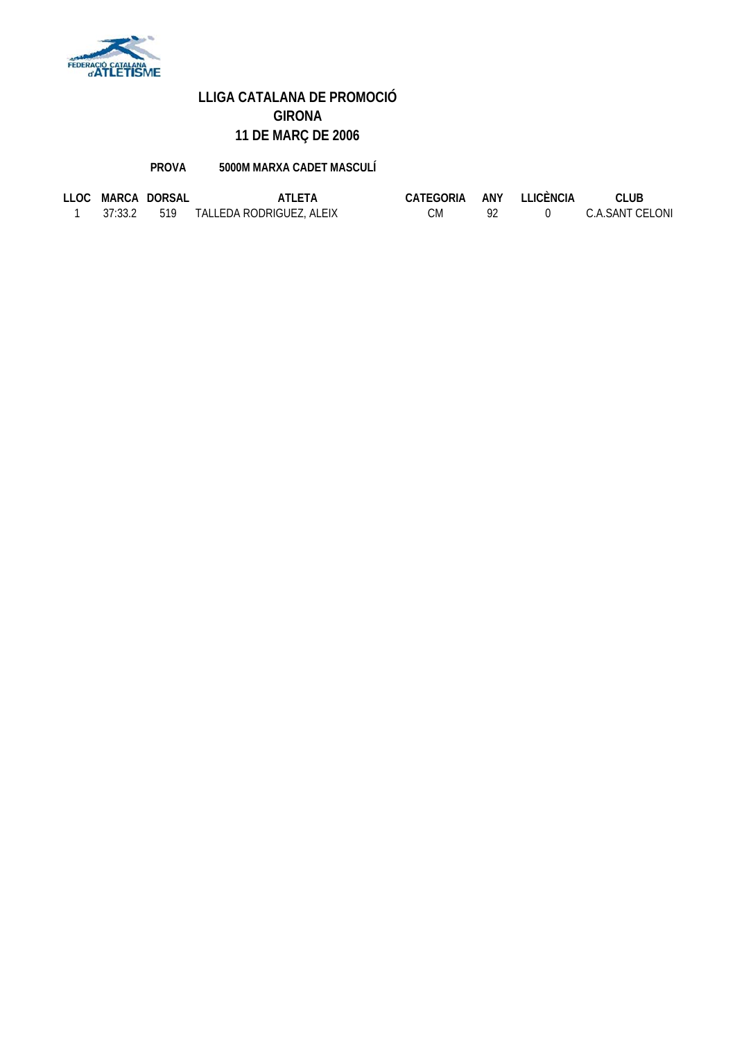# LLIGA CATALANA DE PROMOCIÓ
## GIRONA
## 11 DE MARÇ DE 2006

**PROVA** **5000M MARXA CADET MASCULÍ**

| LLOC | MARCA | DORSAL | ATLETA | CATEGORIA | ANY | LLICÈNCIA | CLUB |
|---|---|---|---|---|---|---|---|
| 1 | 37:33.2 | 519 | TALLEDA RODRIGUEZ, ALEIX | CM | 92 | 0 | C.A.SANT CELONI |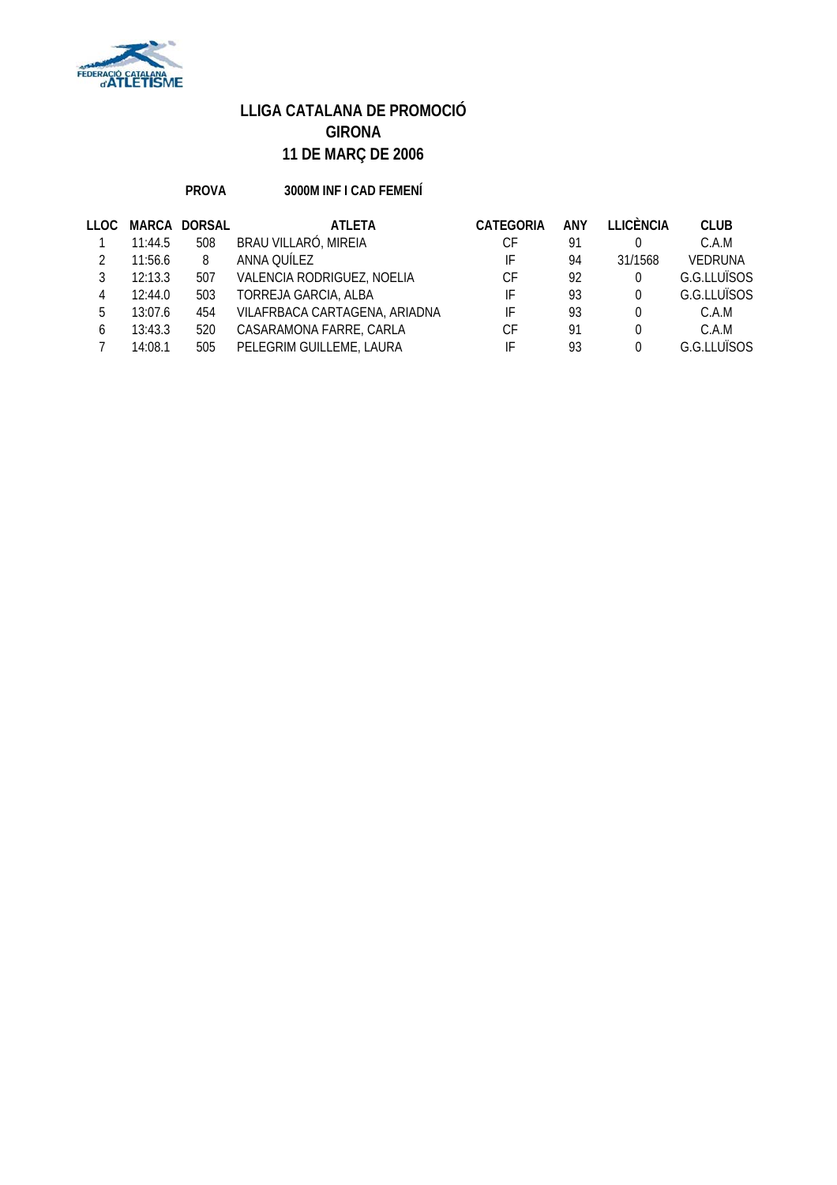# LLIGA CATALANA DE PROMOCIÓ
## GIRONA
## 11 DE MARÇ DE 2006

**PROVA** **3000M INF I CAD FEMENÍ**

| LLOC | MARCA | DORSAL | ATLETA | CATEGORIA | ANY | LLICÈNCIA | CLUB |
|---|---|---|---|---|---|---|---|
| 1 | 11:44.5 | 508 | BRAU VILLARÓ, MIREIA | CF | 91 | 0 | C.A.M |
| 2 | 11:56.6 | 8 | ANNA QUÍLEZ | IF | 94 | 31/1568 | VEDRUNA |
| 3 | 12:13.3 | 507 | VALENCIA RODRIGUEZ, NOELIA | CF | 92 | 0 | G.G.LLUÏSOS |
| 4 | 12:44.0 | 503 | TORREJA GARCIA, ALBA | IF | 93 | 0 | G.G.LLUÏSOS |
| 5 | 13:07.6 | 454 | VILAFRBACA CARTAGENA, ARIADNA | IF | 93 | 0 | C.A.M |
| 6 | 13:43.3 | 520 | CASARAMONA FARRE, CARLA | CF | 91 | 0 | C.A.M |
| 7 | 14:08.1 | 505 | PELEGRIM GUILLEME, LAURA | IF | 93 | 0 | G.G.LLUÏSOS |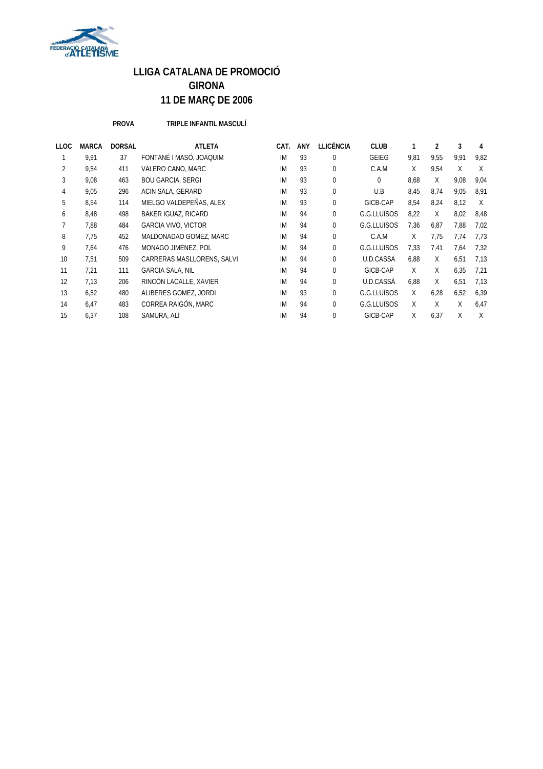# LLIGA CATALANA DE PROMOCIÓ
## GIRONA
## 11 DE MARÇ DE 2006

**PROVA** **TRIPLE INFANTIL MASCULÍ**

| LLOC | MARCA | DORSAL | ATLETA | CAT. | ANY | LLICÈNCIA | CLUB | 1 | 2 | 3 | 4 |
|---|---|---|---|---|---|---|---|---|---|---|---|
| 1 | 9,91 | 37 | FONTANÉ I MASÓ, JOAQUIM | IM | 93 | 0 | GEIEG | 9,81 | 9,55 | 9,91 | 9,82 |
| 2 | 9,54 | 411 | VALERO CANO, MARC | IM | 93 | 0 | C.A.M | X | 9,54 | X | X |
| 3 | 9,08 | 463 | BOU GARCIA, SERGI | IM | 93 | 0 | 0 | 8,68 | X | 9,08 | 9,04 |
| 4 | 9,05 | 296 | ACIN SALA, GERARD | IM | 93 | 0 | U.B | 8,45 | 8,74 | 9,05 | 8,91 |
| 5 | 8,54 | 114 | MIELGO VALDEPEÑAS, ALEX | IM | 93 | 0 | GICB-CAP | 8,54 | 8,24 | 8,12 | X |
| 6 | 8,48 | 498 | BAKER IGUAZ, RICARD | IM | 94 | 0 | G.G.LLUÏSOS | 8,22 | X | 8,02 | 8,48 |
| 7 | 7,88 | 484 | GARCIA VIVO, VICTOR | IM | 94 | 0 | G.G.LLUÏSOS | 7,36 | 6,87 | 7,88 | 7,02 |
| 8 | 7,75 | 452 | MALDONADAO GOMEZ, MARC | IM | 94 | 0 | C.A.M | X | 7,75 | 7,74 | 7,73 |
| 9 | 7,64 | 476 | MONAGO JIMENEZ, POL | IM | 94 | 0 | G.G.LLUÏSOS | 7,33 | 7,41 | 7,64 | 7,32 |
| 10 | 7,51 | 509 | CARRERAS MASLLORENS, SALVI | IM | 94 | 0 | U.D.CASSA | 6,88 | X | 6,51 | 7,13 |
| 11 | 7,21 | 111 | GARCIA SALA, NIL | IM | 94 | 0 | GICB-CAP | X | X | 6,35 | 7,21 |
| 12 | 7,13 | 206 | RINCÓN LACALLE, XAVIER | IM | 94 | 0 | U.D.CASSÀ | 6,88 | X | 6,51 | 7,13 |
| 13 | 6,52 | 480 | ALIBERES GOMEZ, JORDI | IM | 93 | 0 | G.G.LLUÏSOS | X | 6,28 | 6,52 | 6,39 |
| 14 | 6,47 | 483 | CORREA RAIGÓN, MARC | IM | 94 | 0 | G.G.LLUÏSOS | X | X | X | 6,47 |
| 15 | 6,37 | 108 | SAMURA, ALI | IM | 94 | 0 | GICB-CAP | X | 6,37 | X | X |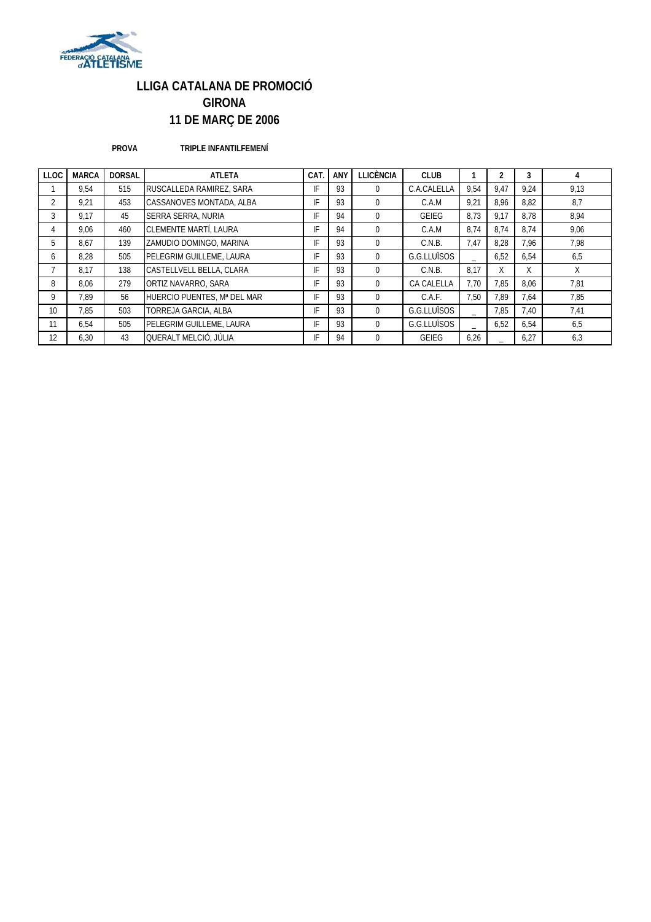# LLIGA CATALANA DE PROMOCIÓ
# GIRONA
# 11 DE MARÇ DE 2006

**PROVA** **TRIPLE INFANTILFEMENÍ**

| LLOC | MARCA | DORSAL | ATLETA | CAT. | ANY | LLICÈNCIA | CLUB | 1 | 2 | 3 | 4 |
|---|---|---|---|---|---|---|---|---|---|---|---|
| 1 | 9,54 | 515 | RUSCALLEDA RAMIREZ, SARA | IF | 93 | 0 | C.A.CALELLA | 9,54 | 9,47 | 9,24 | 9,13 |
| 2 | 9,21 | 453 | CASSANOVES MONTADA, ALBA | IF | 93 | 0 | C.A.M | 9,21 | 8,96 | 8,82 | 8,7 |
| 3 | 9,17 | 45 | SERRA SERRA, NURIA | IF | 94 | 0 | GEIEG | 8,73 | 9,17 | 8,78 | 8,94 |
| 4 | 9,06 | 460 | CLEMENTE MARTÍ, LAURA | IF | 94 | 0 | C.A.M | 8,74 | 8,74 | 8,74 | 9,06 |
| 5 | 8,67 | 139 | ZAMUDIO DOMINGO, MARINA | IF | 93 | 0 | C.N.B. | 7,47 | 8,28 | 7,96 | 7,98 |
| 6 | 8,28 | 505 | PELEGRIM GUILLEME, LAURA | IF | 93 | 0 | G.G.LLUÏSOS | _ | 6,52 | 6,54 | 6,5 |
| 7 | 8,17 | 138 | CASTELLVELL BELLA, CLARA | IF | 93 | 0 | C.N.B. | 8,17 | X | X | X |
| 8 | 8,06 | 279 | ORTIZ NAVARRO, SARA | IF | 93 | 0 | CA CALELLA | 7,70 | 7,85 | 8,06 | 7,81 |
| 9 | 7,89 | 56 | HUERCIO PUENTES, Mª DEL MAR | IF | 93 | 0 | C.A.F. | 7,50 | 7,89 | 7,64 | 7,85 |
| 10 | 7,85 | 503 | TORREJA GARCIA, ALBA | IF | 93 | 0 | G.G.LLUÏSOS | _ | 7,85 | 7,40 | 7,41 |
| 11 | 6,54 | 505 | PELEGRIM GUILLEME, LAURA | IF | 93 | 0 | G.G.LLUÏSOS | _ | 6,52 | 6,54 | 6,5 |
| 12 | 6,30 | 43 | QUERALT MELCIÓ, JÚLIA | IF | 94 | 0 | GEIEG | 6,26 | _ | 6,27 | 6,3 |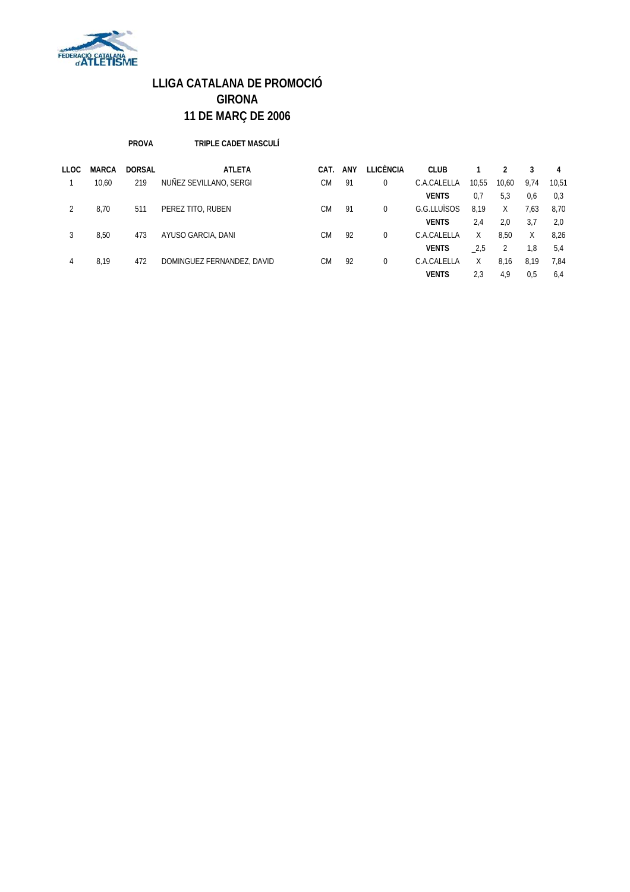## LLIGA CATALANA DE PROMOCIÓ
## GIRONA
## 11 DE MARÇ DE 2006

**PROVA** TRIPLE CADET MASCULÍ

| LLOC | MARCA | DORSAL | ATLETA | CAT. | ANY | LLICÈNCIA | CLUB | 1 | 2 | 3 | 4 |
|---|---|---|---|---|---|---|---|---|---|---|---|
| 1 | 10,60 | 219 | NUÑEZ SEVILLANO, SERGI | CM | 91 | 0 | C.A.CALELLA | 10,55 | 10,60 | 9,74 | 10,51 |
| | | | | | | | **VENTS** | 0,7 | 5,3 | 0,6 | 0,3 |
| 2 | 8,70 | 511 | PEREZ TITO, RUBEN | CM | 91 | 0 | G.G.LLUÏSOS | 8,19 | X | 7,63 | 8,70 |
| | | | | | | | **VENTS** | 2,4 | 2,0 | 3,7 | 2,0 |
| 3 | 8,50 | 473 | AYUSO GARCIA, DANI | CM | 92 | 0 | C.A.CALELLA | X | 8,50 | X | 8,26 |
| | | | | | | | **VENTS** | _2,5 | 2 | 1,8 | 5,4 |
| 4 | 8,19 | 472 | DOMINGUEZ FERNANDEZ, DAVID | CM | 92 | 0 | C.A.CALELLA | X | 8,16 | 8,19 | 7,84 |
| | | | | | | | **VENTS** | 2,3 | 4,9 | 0,5 | 6,4 |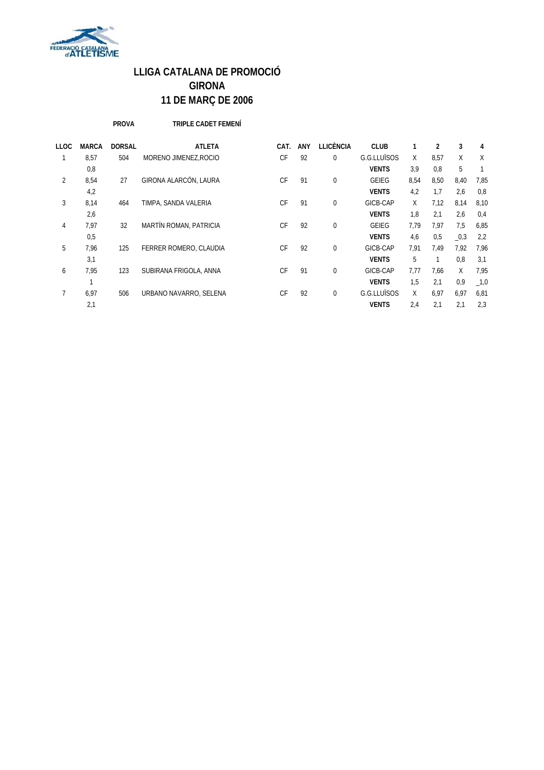# LLIGA CATALANA DE PROMOCIÓ
# GIRONA
# 11 DE MARÇ DE 2006

**PROVA** **TRIPLE CADET FEMENÍ**

| LLOC | MARCA | DORSAL | ATLETA | CAT. | ANY | LLICÈNCIA | CLUB | 1 | 2 | 3 | 4 |
|---|---|---|---|---|---|---|---|---|---|---|---|
| 1 | 8,57 | 504 | MORENO JIMENEZ,ROCIO | CF | 92 | 0 | G.G.LLUÏSOS | X | 8,57 | X | X |
| | 0,8 | | | | | | **VENTS** | 3,9 | 0,8 | 5 | 1 |
| 2 | 8,54 | 27 | GIRONA ALARCÓN, LAURA | CF | 91 | 0 | GEIEG | 8,54 | 8,50 | 8,40 | 7,85 |
| | 4,2 | | | | | | **VENTS** | 4,2 | 1,7 | 2,6 | 0,8 |
| 3 | 8,14 | 464 | TIMPA, SANDA VALERIA | CF | 91 | 0 | GICB-CAP | X | 7,12 | 8,14 | 8,10 |
| | 2,6 | | | | | | **VENTS** | 1,8 | 2,1 | 2,6 | 0,4 |
| 4 | 7,97 | 32 | MARTÍN ROMAN, PATRICIA | CF | 92 | 0 | GEIEG | 7,79 | 7,97 | 7,5 | 6,85 |
| | 0,5 | | | | | | **VENTS** | 4,6 | 0,5 | _0,3 | 2,2 |
| 5 | 7,96 | 125 | FERRER ROMERO, CLAUDIA | CF | 92 | 0 | GICB-CAP | 7,91 | 7,49 | 7,92 | 7,96 |
| | 3,1 | | | | | | **VENTS** | 5 | 1 | 0,8 | 3,1 |
| 6 | 7,95 | 123 | SUBIRANA FRIGOLA, ANNA | CF | 91 | 0 | GICB-CAP | 7,77 | 7,66 | X | 7,95 |
| | 1 | | | | | | **VENTS** | 1,5 | 2,1 | 0,9 | _1,0 |
| 7 | 6,97 | 506 | URBANO NAVARRO, SELENA | CF | 92 | 0 | G.G.LLUÏSOS | X | 6,97 | 6,97 | 6,81 |
| | 2,1 | | | | | | **VENTS** | 2,4 | 2,1 | 2,1 | 2,3 |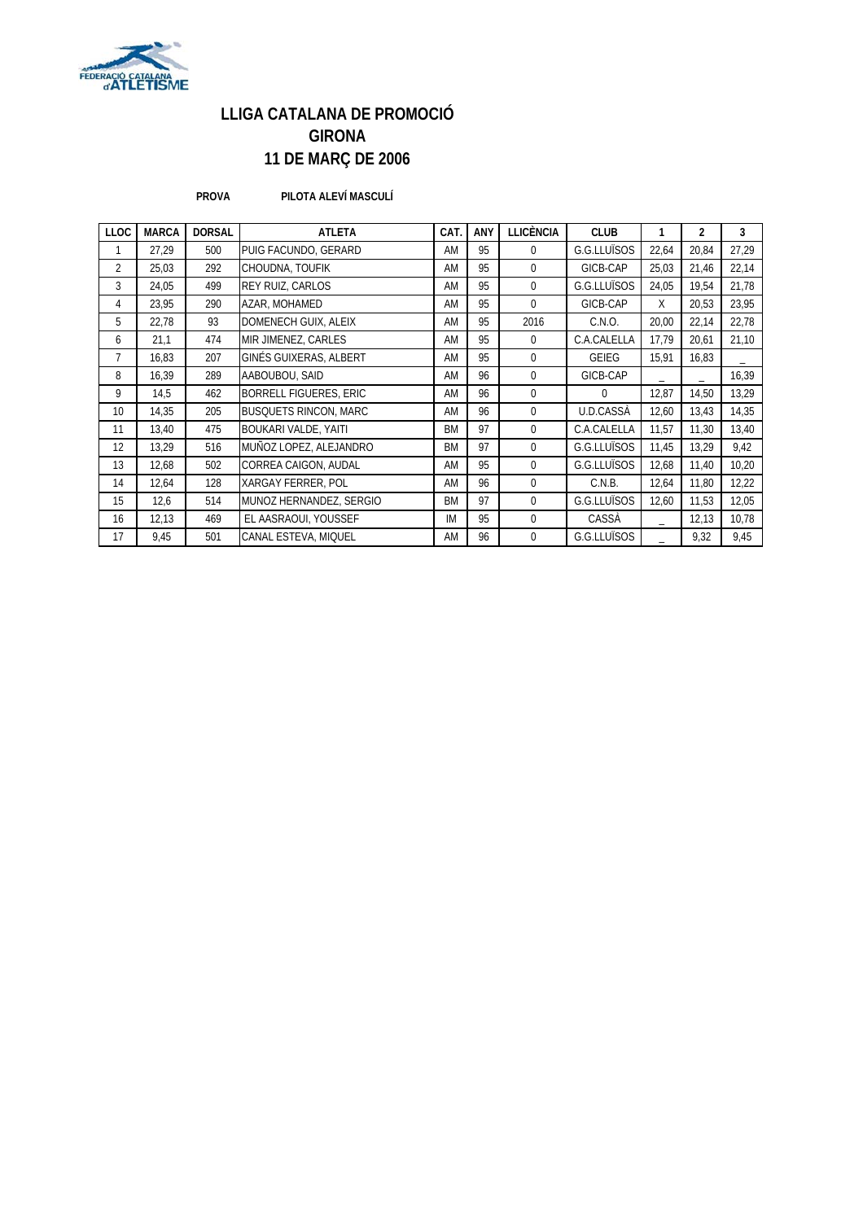## LLIGA CATALANA DE PROMOCIÓ
## GIRONA
## 11 DE MARÇ DE 2006

**PROVA** **PILOTA ALEVÍ MASCULÍ**

| LLOC | MARCA | DORSAL | ATLETA | CAT. | ANY | LLICÈNCIA | CLUB | 1 | 2 | 3 |
|---|---|---|---|---|---|---|---|---|---|---|
| 1 | 27,29 | 500 | PUIG FACUNDO, GERARD | AM | 95 | 0 | G.G.LLUÏSOS | 22,64 | 20,84 | 27,29 |
| 2 | 25,03 | 292 | CHOUDNA, TOUFIK | AM | 95 | 0 | GICB-CAP | 25,03 | 21,46 | 22,14 |
| 3 | 24,05 | 499 | REY RUIZ, CARLOS | AM | 95 | 0 | G.G.LLUÏSOS | 24,05 | 19,54 | 21,78 |
| 4 | 23,95 | 290 | AZAR, MOHAMED | AM | 95 | 0 | GICB-CAP | X | 20,53 | 23,95 |
| 5 | 22,78 | 93 | DOMENECH GUIX, ALEIX | AM | 95 | 2016 | C.N.O. | 20,00 | 22,14 | 22,78 |
| 6 | 21,1 | 474 | MIR JIMENEZ, CARLES | AM | 95 | 0 | C.A.CALELLA | 17,79 | 20,61 | 21,10 |
| 7 | 16,83 | 207 | GINÉS GUIXERAS, ALBERT | AM | 95 | 0 | GEIEG | 15,91 | 16,83 | _ |
| 8 | 16,39 | 289 | AABOUBOU, SAID | AM | 96 | 0 | GICB-CAP | _ | _ | 16,39 |
| 9 | 14,5 | 462 | BORRELL FIGUERES, ERIC | AM | 96 | 0 | 0 | 12,87 | 14,50 | 13,29 |
| 10 | 14,35 | 205 | BUSQUETS RINCON, MARC | AM | 96 | 0 | U.D.CASSÀ | 12,60 | 13,43 | 14,35 |
| 11 | 13,40 | 475 | BOUKARI VALDE, YAITI | BM | 97 | 0 | C.A.CALELLA | 11,57 | 11,30 | 13,40 |
| 12 | 13,29 | 516 | MUÑOZ LOPEZ, ALEJANDRO | BM | 97 | 0 | G.G.LLUÏSOS | 11,45 | 13,29 | 9,42 |
| 13 | 12,68 | 502 | CORREA CAIGON, AUDAL | AM | 95 | 0 | G.G.LLUÏSOS | 12,68 | 11,40 | 10,20 |
| 14 | 12,64 | 128 | XARGAY FERRER, POL | AM | 96 | 0 | C.N.B. | 12,64 | 11,80 | 12,22 |
| 15 | 12,6 | 514 | MUNOZ HERNANDEZ, SERGIO | BM | 97 | 0 | G.G.LLUÏSOS | 12,60 | 11,53 | 12,05 |
| 16 | 12,13 | 469 | EL AASRAOUI, YOUSSEF | IM | 95 | 0 | CASSÀ | _ | 12,13 | 10,78 |
| 17 | 9,45 | 501 | CANAL ESTEVA, MIQUEL | AM | 96 | 0 | G.G.LLUÏSOS | _ | 9,32 | 9,45 |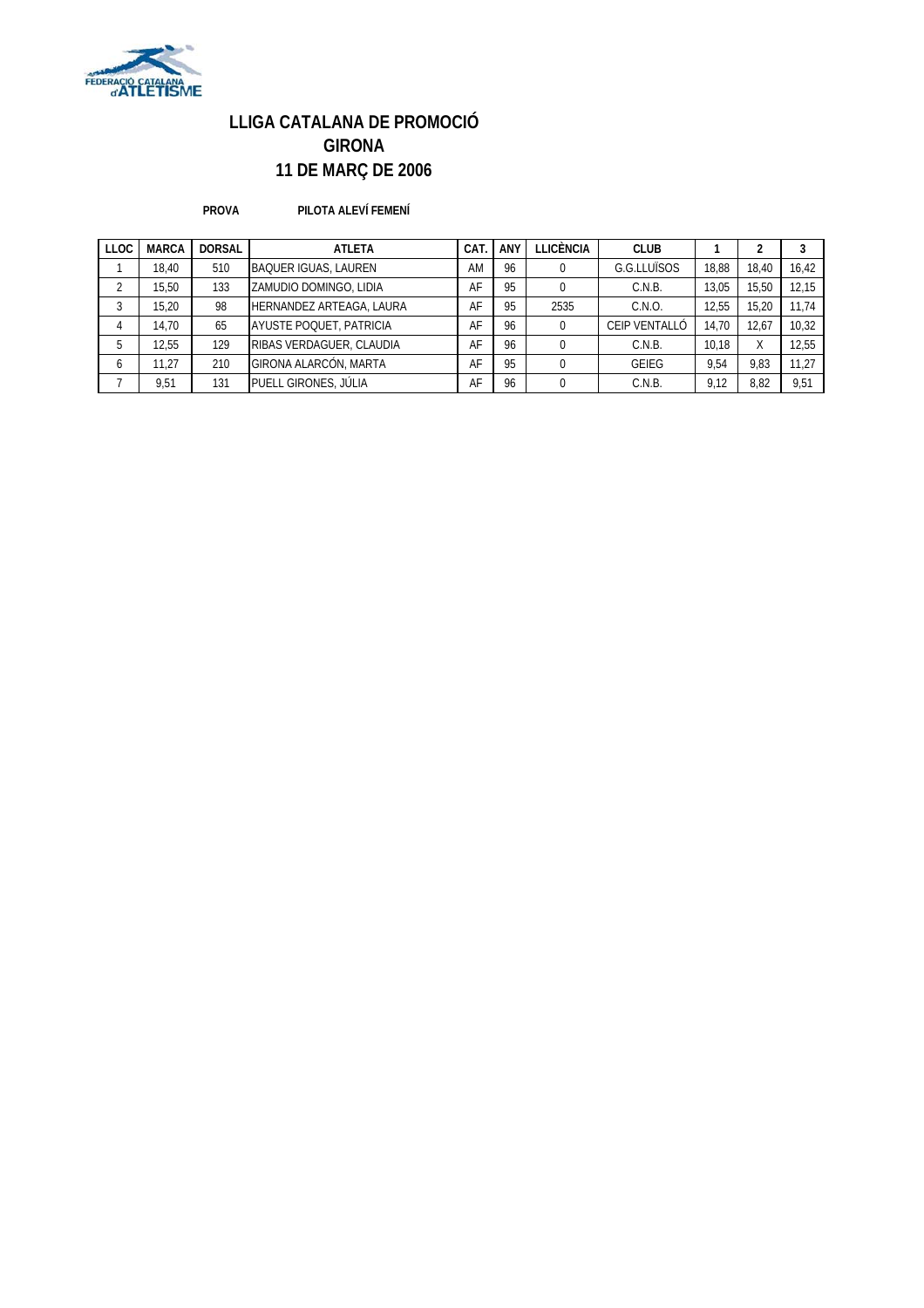# LLIGA CATALANA DE PROMOCIÓ
## GIRONA
## 11 DE MARÇ DE 2006

**PROVA** **PILOTA ALEVÍ FEMENÍ**

| LLOC | MARCA | DORSAL | ATLETA | CAT. | ANY | LLICÈNCIA | CLUB | 1 | 2 | 3 |
|---|---|---|---|---|---|---|---|---|---|---|
| 1 | 18,40 | 510 | BAQUER IGUAS, LAUREN | AM | 96 | 0 | G.G.LLUÏSOS | 18,88 | 18,40 | 16,42 |
| 2 | 15,50 | 133 | ZAMUDIO DOMINGO, LIDIA | AF | 95 | 0 | C.N.B. | 13,05 | 15,50 | 12,15 |
| 3 | 15,20 | 98 | HERNANDEZ ARTEAGA, LAURA | AF | 95 | 2535 | C.N.O. | 12,55 | 15,20 | 11,74 |
| 4 | 14,70 | 65 | AYUSTE POQUET, PATRICIA | AF | 96 | 0 | CEIP VENTALLÓ | 14,70 | 12,67 | 10,32 |
| 5 | 12,55 | 129 | RIBAS VERDAGUER, CLAUDIA | AF | 96 | 0 | C.N.B. | 10,18 | X | 12,55 |
| 6 | 11,27 | 210 | GIRONA ALARCÓN, MARTA | AF | 95 | 0 | GEIEG | 9,54 | 9,83 | 11,27 |
| 7 | 9,51 | 131 | PUELL GIRONES, JÚLIA | AF | 96 | 0 | C.N.B. | 9,12 | 8,82 | 9,51 |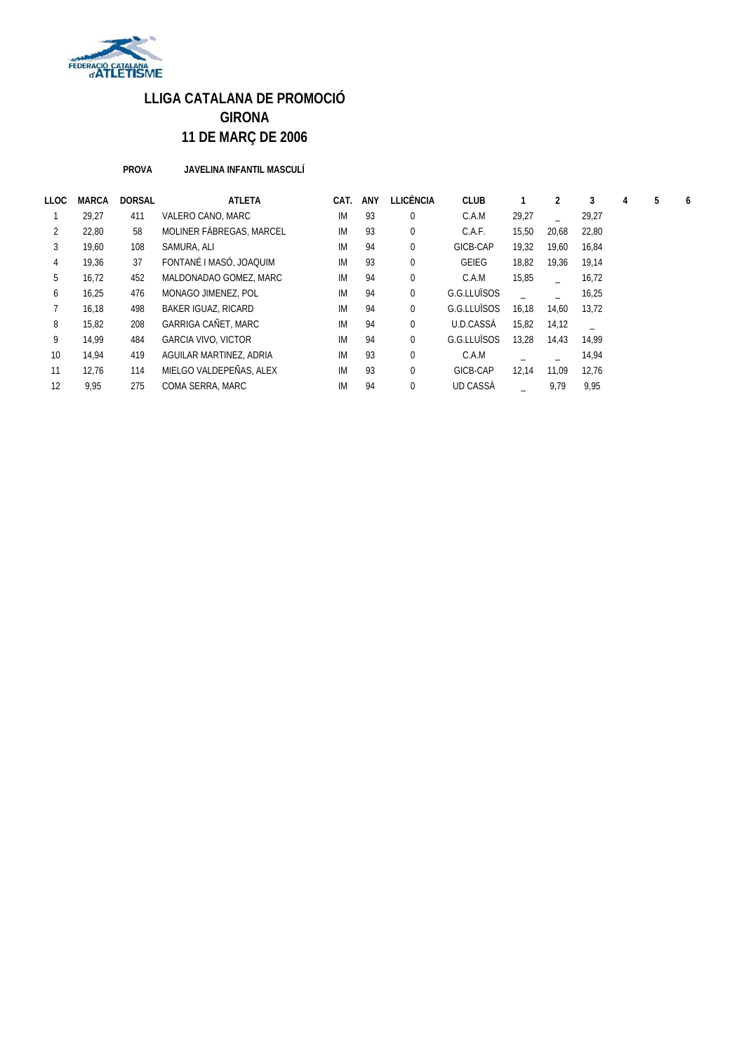# LLIGA CATALANA DE PROMOCIÓ
## GIRONA
## 11 DE MARÇ DE 2006

**PROVA** **JAVELINA INFANTIL MASCULÍ**

| LLOC | MARCA | DORSAL | ATLETA | CAT. | ANY | LLICÈNCIA | CLUB | 1 | 2 | 3 | 4 | 5 | 6 |
|---|---|---|---|---|---|---|---|---|---|---|---|---|---|
| 1 | 29,27 | 411 | VALERO CANO, MARC | IM | 93 | 0 | C.A.M | 29,27 | _ | 29,27 | | | |
| 2 | 22,80 | 58 | MOLINER FÀBREGAS, MARCEL | IM | 93 | 0 | C.A.F. | 15,50 | 20,68 | 22,80 | | | |
| 3 | 19,60 | 108 | SAMURA, ALI | IM | 94 | 0 | GICB-CAP | 19,32 | 19,60 | 16,84 | | | |
| 4 | 19,36 | 37 | FONTANÉ I MASÓ, JOAQUIM | IM | 93 | 0 | GEIEG | 18,82 | 19,36 | 19,14 | | | |
| 5 | 16,72 | 452 | MALDONADAO GOMEZ, MARC | IM | 94 | 0 | C.A.M | 15,85 | _ | 16,72 | | | |
| 6 | 16,25 | 476 | MONAGO JIMENEZ, POL | IM | 94 | 0 | G.G.LLUÏSOS | _ | _ | 16,25 | | | |
| 7 | 16,18 | 498 | BAKER IGUAZ, RICARD | IM | 94 | 0 | G.G.LLUÏSOS | 16,18 | 14,60 | 13,72 | | | |
| 8 | 15,82 | 208 | GARRIGA CAÑET, MARC | IM | 94 | 0 | U.D.CASSÀ | 15,82 | 14,12 | _ | | | |
| 9 | 14,99 | 484 | GARCIA VIVO, VICTOR | IM | 94 | 0 | G.G.LLUÏSOS | 13,28 | 14,43 | 14,99 | | | |
| 10 | 14,94 | 419 | AGUILAR MARTINEZ, ADRIA | IM | 93 | 0 | C.A.M | _ | _ | 14,94 | | | |
| 11 | 12,76 | 114 | MIELGO VALDEPEÑAS, ALEX | IM | 93 | 0 | GICB-CAP | 12,14 | 11,09 | 12,76 | | | |
| 12 | 9,95 | 275 | COMA SERRA, MARC | IM | 94 | 0 | UD CASSÀ | _ | 9,79 | 9,95 | | | |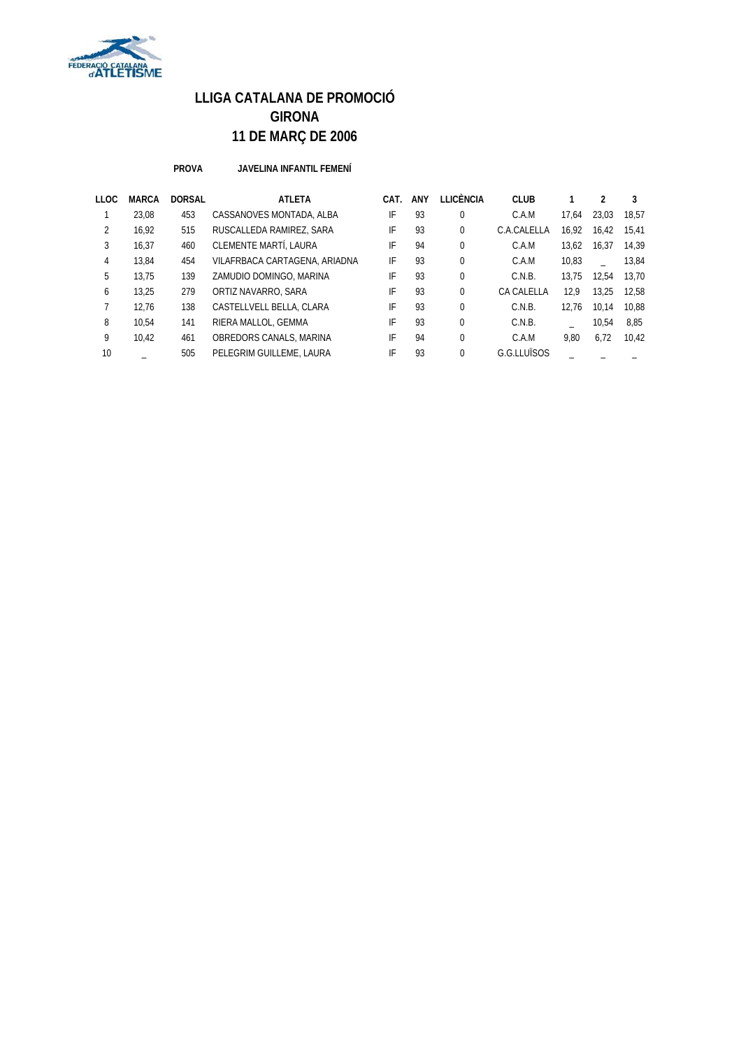# LLIGA CATALANA DE PROMOCIÓ
# GIRONA
# 11 DE MARÇ DE 2006

**PROVA** **JAVELINA INFANTIL FEMENÍ**

| LLOC | MARCA | DORSAL | ATLETA | CAT. | ANY | LLICÈNCIA | CLUB | 1 | 2 | 3 |
|---|---|---|---|---|---|---|---|---|---|---|
| 1 | 23,08 | 453 | CASSANOVES MONTADA, ALBA | IF | 93 | 0 | C.A.M | 17,64 | 23,03 | 18,57 |
| 2 | 16,92 | 515 | RUSCALLEDA RAMIREZ, SARA | IF | 93 | 0 | C.A.CALELLA | 16,92 | 16,42 | 15,41 |
| 3 | 16,37 | 460 | CLEMENTE MARTÍ, LAURA | IF | 94 | 0 | C.A.M | 13,62 | 16,37 | 14,39 |
| 4 | 13,84 | 454 | VILAFRBACA CARTAGENA, ARIADNA | IF | 93 | 0 | C.A.M | 10,83 | _ | 13,84 |
| 5 | 13,75 | 139 | ZAMUDIO DOMINGO, MARINA | IF | 93 | 0 | C.N.B. | 13,75 | 12,54 | 13,70 |
| 6 | 13,25 | 279 | ORTIZ NAVARRO, SARA | IF | 93 | 0 | CA CALELLA | 12,9 | 13,25 | 12,58 |
| 7 | 12,76 | 138 | CASTELLVELL BELLA, CLARA | IF | 93 | 0 | C.N.B. | 12,76 | 10,14 | 10,88 |
| 8 | 10,54 | 141 | RIERA MALLOL, GEMMA | IF | 93 | 0 | C.N.B. | _ | 10,54 | 8,85 |
| 9 | 10,42 | 461 | OBREDORS CANALS, MARINA | IF | 94 | 0 | C.A.M | 9,80 | 6,72 | 10,42 |
| 10 | _ | 505 | PELEGRIM GUILLEME, LAURA | IF | 93 | 0 | G.G.LLUÏSOS | _ | _ | _ |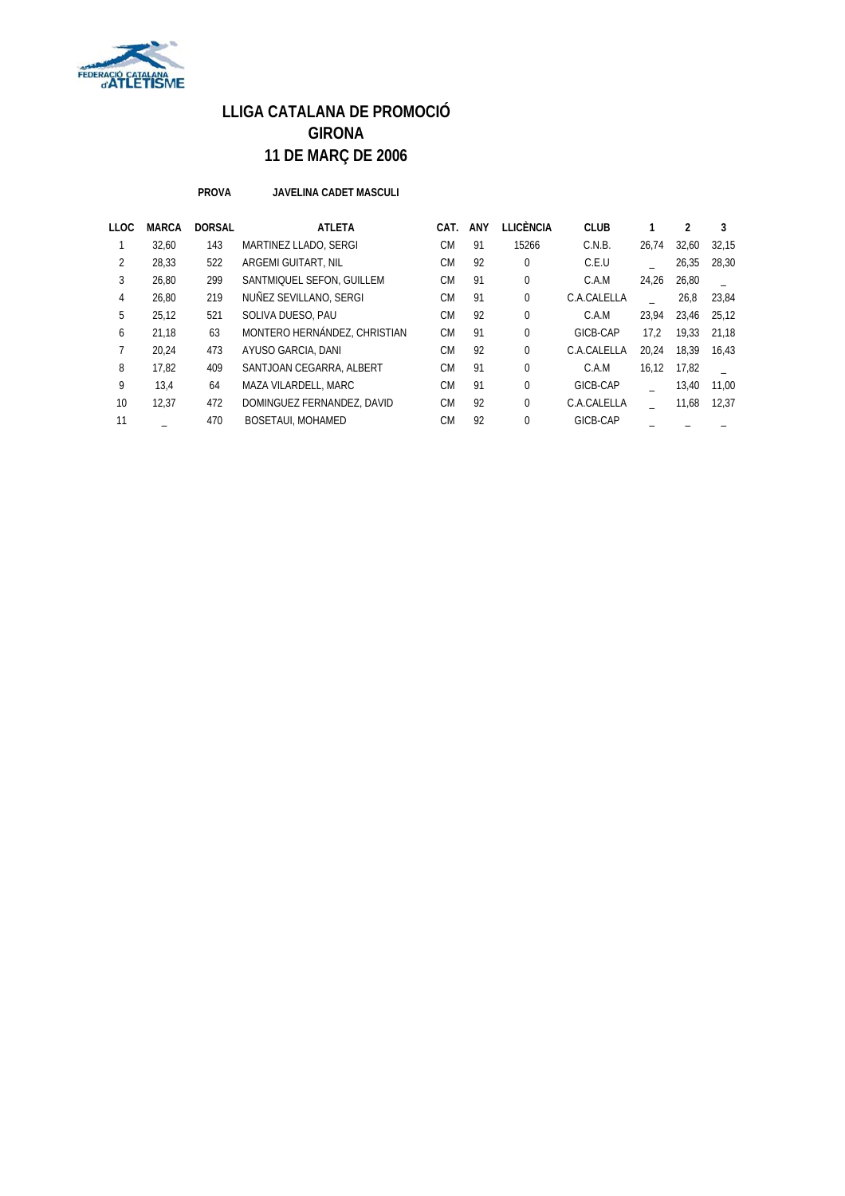FEDERACIÓ CATALANA d'ATLETISME

# LLIGA CATALANA DE PROMOCIÓ
# GIRONA
# 11 DE MARÇ DE 2006

**PROVA** **JAVELINA CADET MASCULI**

| LLOC | MARCA | DORSAL | ATLETA | CAT. | ANY | LLICÈNCIA | CLUB | 1 | 2 | 3 |
|---|---|---|---|---|---|---|---|---|---|---|
| 1 | 32,60 | 143 | MARTINEZ LLADO, SERGI | CM | 91 | 15266 | C.N.B. | 26,74 | 32,60 | 32,15 |
| 2 | 28,33 | 522 | ARGEMI GUITART, NIL | CM | 92 | 0 | C.E.U | _ | 26,35 | 28,30 |
| 3 | 26,80 | 299 | SANTMIQUEL SEFON, GUILLEM | CM | 91 | 0 | C.A.M | 24,26 | 26,80 | _ |
| 4 | 26,80 | 219 | NUÑEZ SEVILLANO, SERGI | CM | 91 | 0 | C.A.CALELLA | _ | 26,8 | 23,84 |
| 5 | 25,12 | 521 | SOLIVA DUESO, PAU | CM | 92 | 0 | C.A.M | 23,94 | 23,46 | 25,12 |
| 6 | 21,18 | 63 | MONTERO HERNÁNDEZ, CHRISTIAN | CM | 91 | 0 | GICB-CAP | 17,2 | 19,33 | 21,18 |
| 7 | 20,24 | 473 | AYUSO GARCIA, DANI | CM | 92 | 0 | C.A.CALELLA | 20,24 | 18,39 | 16,43 |
| 8 | 17,82 | 409 | SANTJOAN CEGARRA, ALBERT | CM | 91 | 0 | C.A.M | 16,12 | 17,82 | _ |
| 9 | 13,4 | 64 | MAZA VILARDELL, MARC | CM | 91 | 0 | GICB-CAP | _ | 13,40 | 11,00 |
| 10 | 12,37 | 472 | DOMINGUEZ FERNANDEZ, DAVID | CM | 92 | 0 | C.A.CALELLA | _ | 11,68 | 12,37 |
| 11 | _ | 470 | BOSETAUI, MOHAMED | CM | 92 | 0 | GICB-CAP | _ | _ | _ |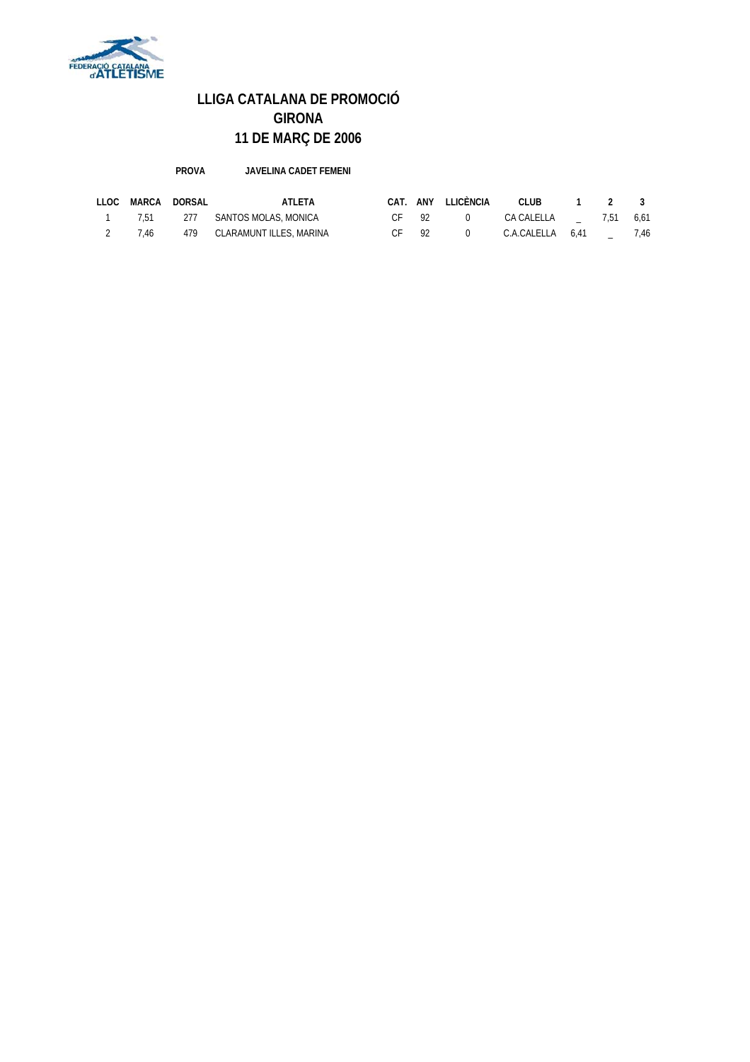# LLIGA CATALANA DE PROMOCIÓ
## GIRONA
## 11 DE MARÇ DE 2006

**PROVA** **JAVELINA CADET FEMENI**

| LLOC | MARCA | DORSAL | ATLETA | CAT. | ANY | LLICÈNCIA | CLUB | 1 | 2 | 3 |
|---|---|---|---|---|---|---|---|---|---|---|
| 1 | 7,51 | 277 | SANTOS MOLAS, MONICA | CF | 92 | 0 | CA CALELLA | _ | 7,51 | 6,61 |
| 2 | 7,46 | 479 | CLARAMUNT ILLES, MARINA | CF | 92 | 0 | C.A.CALELLA | 6,41 | _ | 7,46 |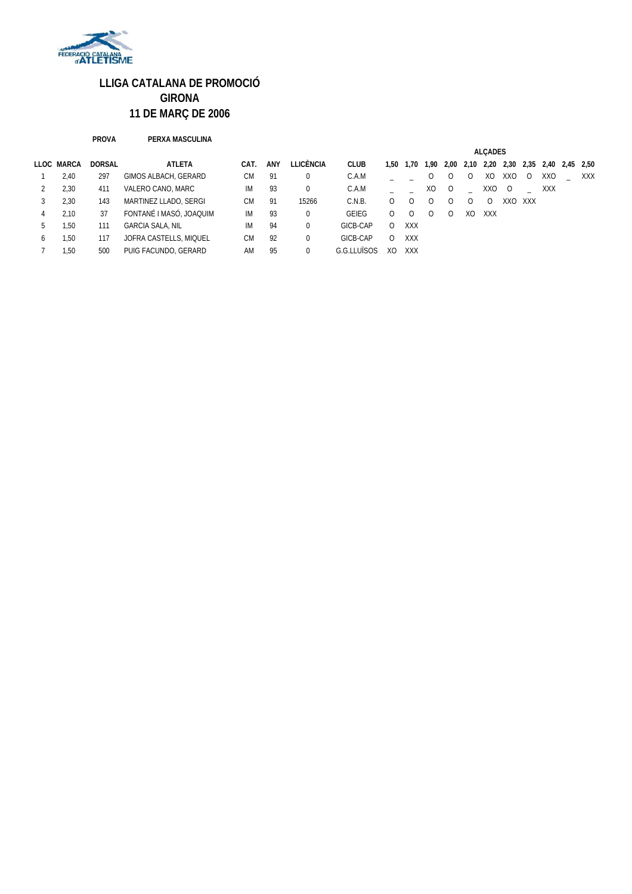# LLIGA CATALANA DE PROMOCIÓ
## GIRONA
## 11 DE MARÇ DE 2006

**PROVA** **PERXA MASCULINA**

| LLOC | MARCA | DORSAL | ATLETA | CAT. | ANY | LLICÈNCIA | CLUB | ALÇADES | | | | | | | | | | |
|---|---|---|---|---|---|---|---|---|---|---|---|---|---|---|---|---|---|---|
| | | | | | | | | 1,50 | 1,70 | 1,90 | 2,00 | 2,10 | 2,20 | 2,30 | 2,35 | 2,40 | 2,45 | 2,50 |
| 1 | 2,40 | 297 | GIMOS ALBACH, GERARD | CM | 91 | 0 | C.A.M | _ | _ | O | O | O | XO | XXO | O | XXO | _ | XXX |
| 2 | 2,30 | 411 | VALERO CANO, MARC | IM | 93 | 0 | C.A.M | _ | _ | XO | O | _ | XXO | O | _ | XXX | | |
| 3 | 2,30 | 143 | MARTINEZ LLADO, SERGI | CM | 91 | 15266 | C.N.B. | O | O | O | O | O | O | XXO | XXX | | | |
| 4 | 2,10 | 37 | FONTANÉ I MASÓ, JOAQUIM | IM | 93 | 0 | GEIEG | O | O | O | O | XO | XXX | | | | | |
| 5 | 1,50 | 111 | GARCIA SALA, NIL | IM | 94 | 0 | GICB-CAP | O | XXX | | | | | | | | | |
| 6 | 1,50 | 117 | JOFRA CASTELLS, MIQUEL | CM | 92 | 0 | GICB-CAP | O | XXX | | | | | | | | | |
| 7 | 1,50 | 500 | PUIG FACUNDO, GERARD | AM | 95 | 0 | G.G.LLUÏSOS | XO | XXX | | | | | | | | | |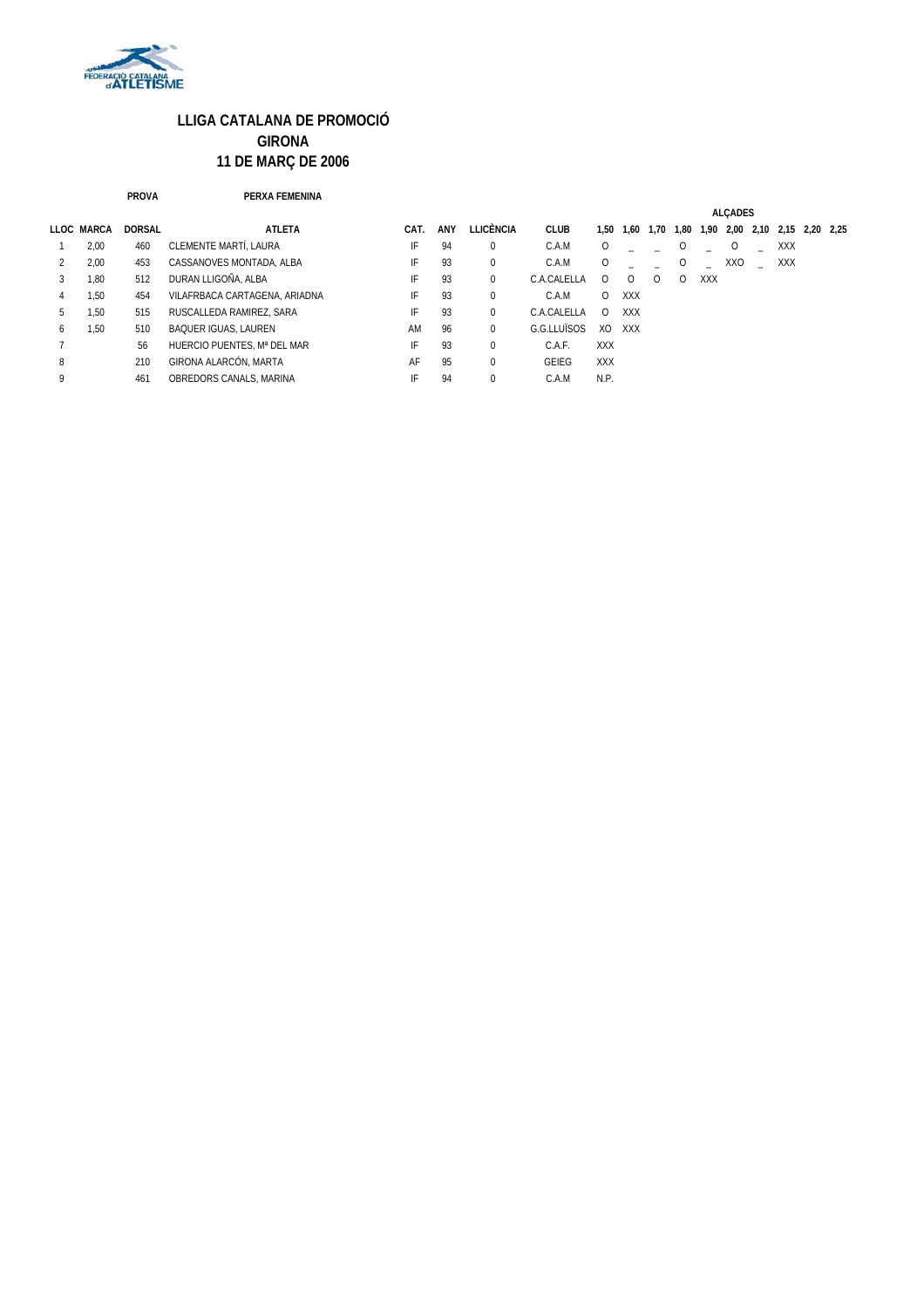# LLIGA CATALANA DE PROMOCIÓ
## GIRONA
## 11 DE MARÇ DE 2006

**PROVA** **PERXA FEMENINA**

| LLOC | MARCA | DORSAL | ATLETA | CAT. | ANY | LLICÈNCIA | CLUB | ALÇADES 1,50 | 1,60 | 1,70 | 1,80 | 1,90 | 2,00 | 2,10 | 2,15 | 2,20 | 2,25 |
|---|---|---|---|---|---|---|---|---|---|---|---|---|---|---|---|---|---|
| 1 | 2,00 | 460 | CLEMENTE MARTÍ, LAURA | IF | 94 | 0 | C.A.M | O | _ | _ | O | _ | O | _ | XXX | | |
| 2 | 2,00 | 453 | CASSANOVES MONTADA, ALBA | IF | 93 | 0 | C.A.M | O | _ | _ | O | _ | XXO | _ | XXX | | |
| 3 | 1,80 | 512 | DURAN LLIGOÑA, ALBA | IF | 93 | 0 | C.A.CALELLA | O | O | O | O | XXX | | | | | |
| 4 | 1,50 | 454 | VILAFRBACA CARTAGENA, ARIADNA | IF | 93 | 0 | C.A.M | O | XXX | | | | | | | | |
| 5 | 1,50 | 515 | RUSCALLEDA RAMIREZ, SARA | IF | 93 | 0 | C.A.CALELLA | O | XXX | | | | | | | | |
| 6 | 1,50 | 510 | BAQUER IGUAS, LAUREN | AM | 96 | 0 | G.G.LLUÏSOS | XO | XXX | | | | | | | | |
| 7 | | 56 | HUERCIO PUENTES, Mª DEL MAR | IF | 93 | 0 | C.A.F. | XXX | | | | | | | | | |
| 8 | | 210 | GIRONA ALARCÓN, MARTA | AF | 95 | 0 | GEIEG | XXX | | | | | | | | | |
| 9 | | 461 | OBREDORS CANALS, MARINA | IF | 94 | 0 | C.A.M | N.P. | | | | | | | | | |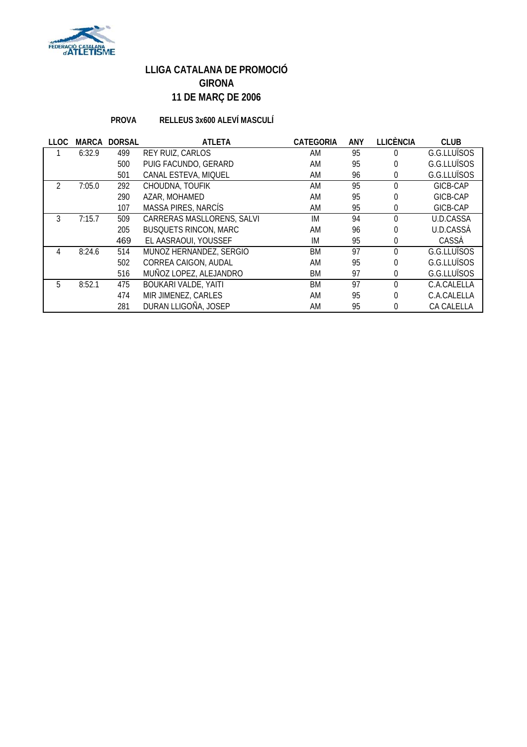# LLIGA CATALANA DE PROMOCIÓ
## GIRONA
## 11 DE MARÇ DE 2006

**PROVA** **RELLEUS 3x600 ALEVÍ MASCULÍ**

| LLOC | MARCA | DORSAL | ATLETA | CATEGORIA | ANY | LLICÈNCIA | CLUB |
|---|---|---|---|---|---|---|---|
| 1 | 6:32.9 | 499 | REY RUIZ, CARLOS | AM | 95 | 0 | G.G.LLUÏSOS |
| | | 500 | PUIG FACUNDO, GERARD | AM | 95 | 0 | G.G.LLUÏSOS |
| | | 501 | CANAL ESTEVA, MIQUEL | AM | 96 | 0 | G.G.LLUÏSOS |
| 2 | 7:05.0 | 292 | CHOUDNA, TOUFIK | AM | 95 | 0 | GICB-CAP |
| | | 290 | AZAR, MOHAMED | AM | 95 | 0 | GICB-CAP |
| | | 107 | MASSA PIRES, NARCÍS | AM | 95 | 0 | GICB-CAP |
| 3 | 7:15.7 | 509 | CARRERAS MASLLORENS, SALVI | IM | 94 | 0 | U.D.CASSA |
| | | 205 | BUSQUETS RINCON, MARC | AM | 96 | 0 | U.D.CASSÀ |
| | | 469 | EL AASRAOUI, YOUSSEF | IM | 95 | 0 | CASSÀ |
| 4 | 8:24.6 | 514 | MUNOZ HERNANDEZ, SERGIO | BM | 97 | 0 | G.G.LLUÏSOS |
| | | 502 | CORREA CAIGON, AUDAL | AM | 95 | 0 | G.G.LLUÏSOS |
| | | 516 | MUÑOZ LOPEZ, ALEJANDRO | BM | 97 | 0 | G.G.LLUÏSOS |
| 5 | 8:52.1 | 475 | BOUKARI VALDE, YAITI | BM | 97 | 0 | C.A.CALELLA |
| | | 474 | MIR JIMENEZ, CARLES | AM | 95 | 0 | C.A.CALELLA |
| | | 281 | DURAN LLIGOÑA, JOSEP | AM | 95 | 0 | CA CALELLA |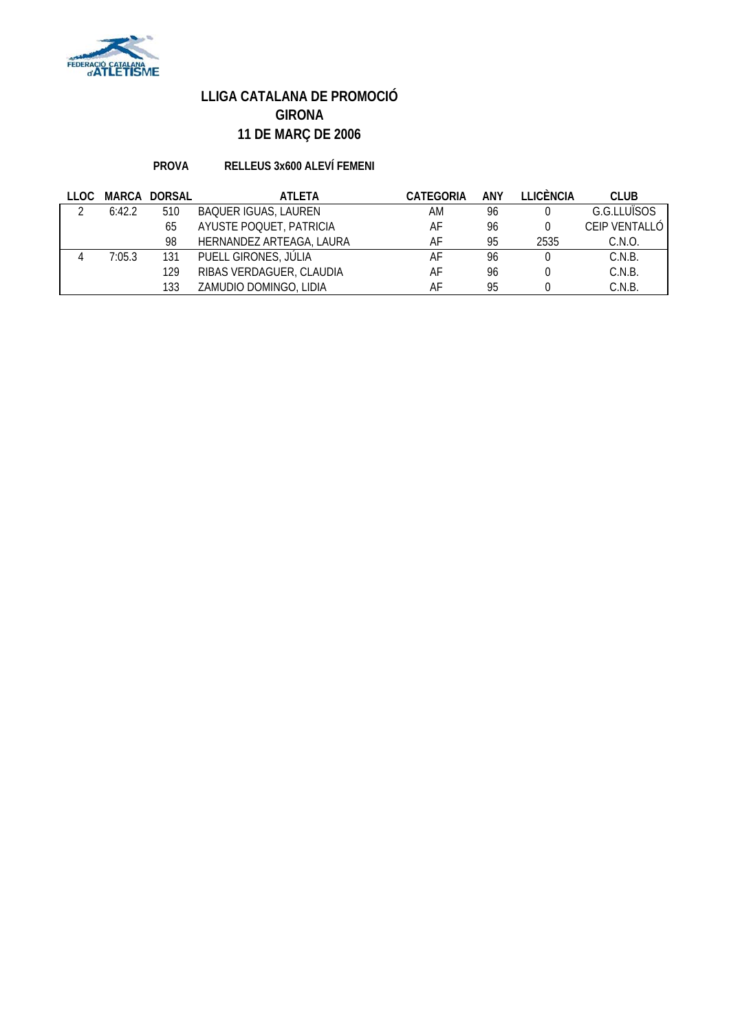# LLIGA CATALANA DE PROMOCIÓ
## GIRONA
## 11 DE MARÇ DE 2006

**PROVA** **RELLEUS 3x600 ALEVÍ FEMENI**

| LLOC | MARCA | DORSAL | ATLETA | CATEGORIA | ANY | LLICÈNCIA | CLUB |
|---|---|---|---|---|---|---|---|
| 2 | 6:42.2 | 510 | BAQUER IGUAS, LAUREN | AM | 96 | 0 | G.G.LLUÏSOS |
| | | 65 | AYUSTE POQUET, PATRICIA | AF | 96 | 0 | CEIP VENTALLÓ |
| | | 98 | HERNANDEZ ARTEAGA, LAURA | AF | 95 | 2535 | C.N.O. |
| 4 | 7:05.3 | 131 | PUELL GIRONES, JÚLIA | AF | 96 | 0 | C.N.B. |
| | | 129 | RIBAS VERDAGUER, CLAUDIA | AF | 96 | 0 | C.N.B. |
| | | 133 | ZAMUDIO DOMINGO, LIDIA | AF | 95 | 0 | C.N.B. |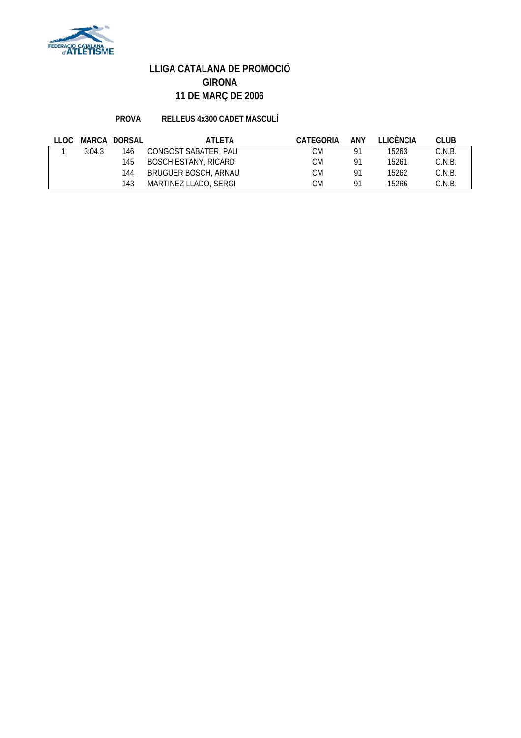# LLIGA CATALANA DE PROMOCIÓ
## GIRONA
## 11 DE MARÇ DE 2006

**PROVA** **RELLEUS 4x300 CADET MASCULÍ**

| LLOC | MARCA | DORSAL | ATLETA | CATEGORIA | ANY | LLICÈNCIA | CLUB |
|---|---|---|---|---|---|---|---|
| 1 | 3:04.3 | 146 | CONGOST SABATER, PAU | CM | 91 | 15263 | C.N.B. |
| | | 145 | BOSCH ESTANY, RICARD | CM | 91 | 15261 | C.N.B. |
| | | 144 | BRUGUER BOSCH, ARNAU | CM | 91 | 15262 | C.N.B. |
| | | 143 | MARTINEZ LLADO, SERGI | CM | 91 | 15266 | C.N.B. |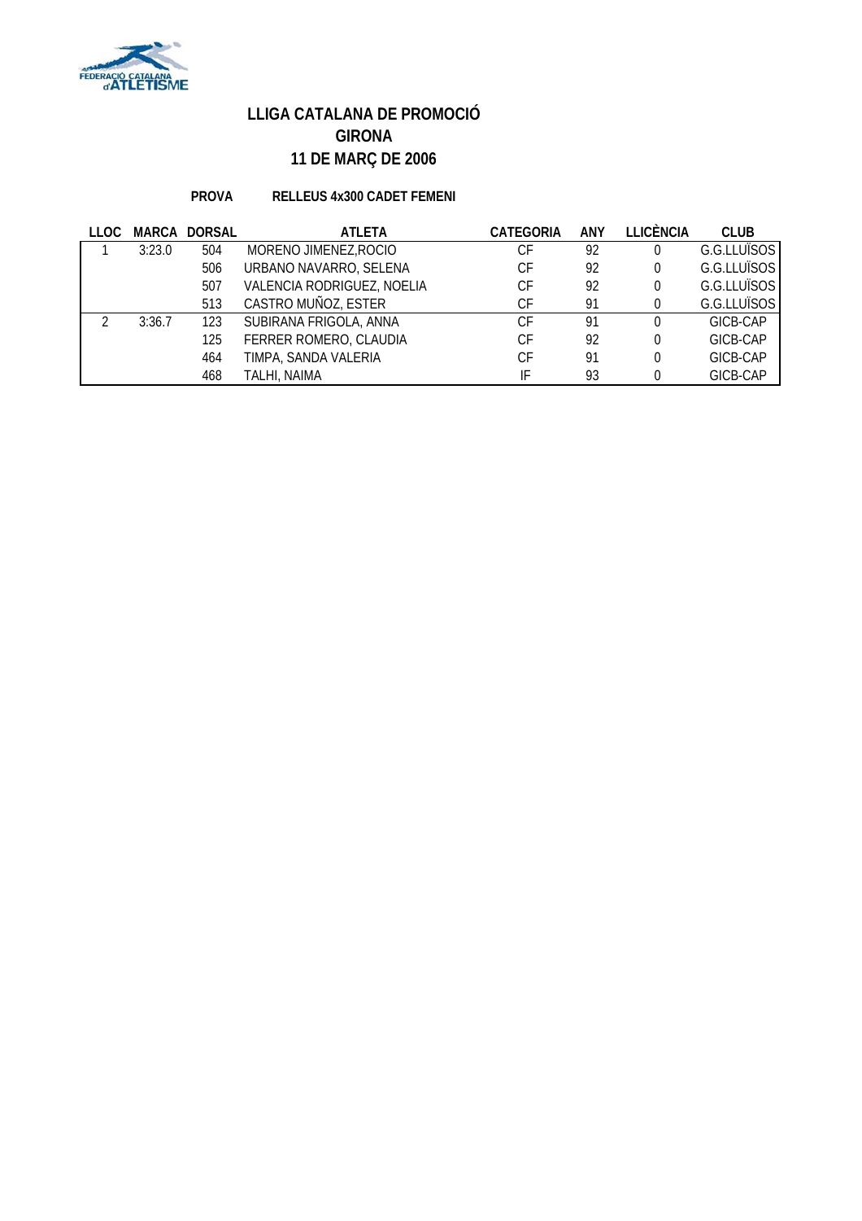# LLIGA CATALANA DE PROMOCIÓ
## GIRONA
## 11 DE MARÇ DE 2006

**PROVA** **RELLEUS 4x300 CADET FEMENI**

| LLOC | MARCA | DORSAL | ATLETA | CATEGORIA | ANY | LLICÈNCIA | CLUB |
|---|---|---|---|---|---|---|---|
| 1 | 3:23.0 | 504 | MORENO JIMENEZ,ROCIO | CF | 92 | 0 | G.G.LLUÏSOS |
| | | 506 | URBANO NAVARRO, SELENA | CF | 92 | 0 | G.G.LLUÏSOS |
| | | 507 | VALENCIA RODRIGUEZ, NOELIA | CF | 92 | 0 | G.G.LLUÏSOS |
| | | 513 | CASTRO MUÑOZ, ESTER | CF | 91 | 0 | G.G.LLUÏSOS |
| 2 | 3:36.7 | 123 | SUBIRANA FRIGOLA, ANNA | CF | 91 | 0 | GICB-CAP |
| | | 125 | FERRER ROMERO, CLAUDIA | CF | 92 | 0 | GICB-CAP |
| | | 464 | TIMPA, SANDA VALERIA | CF | 91 | 0 | GICB-CAP |
| | | 468 | TALHI, NAIMA | IF | 93 | 0 | GICB-CAP |